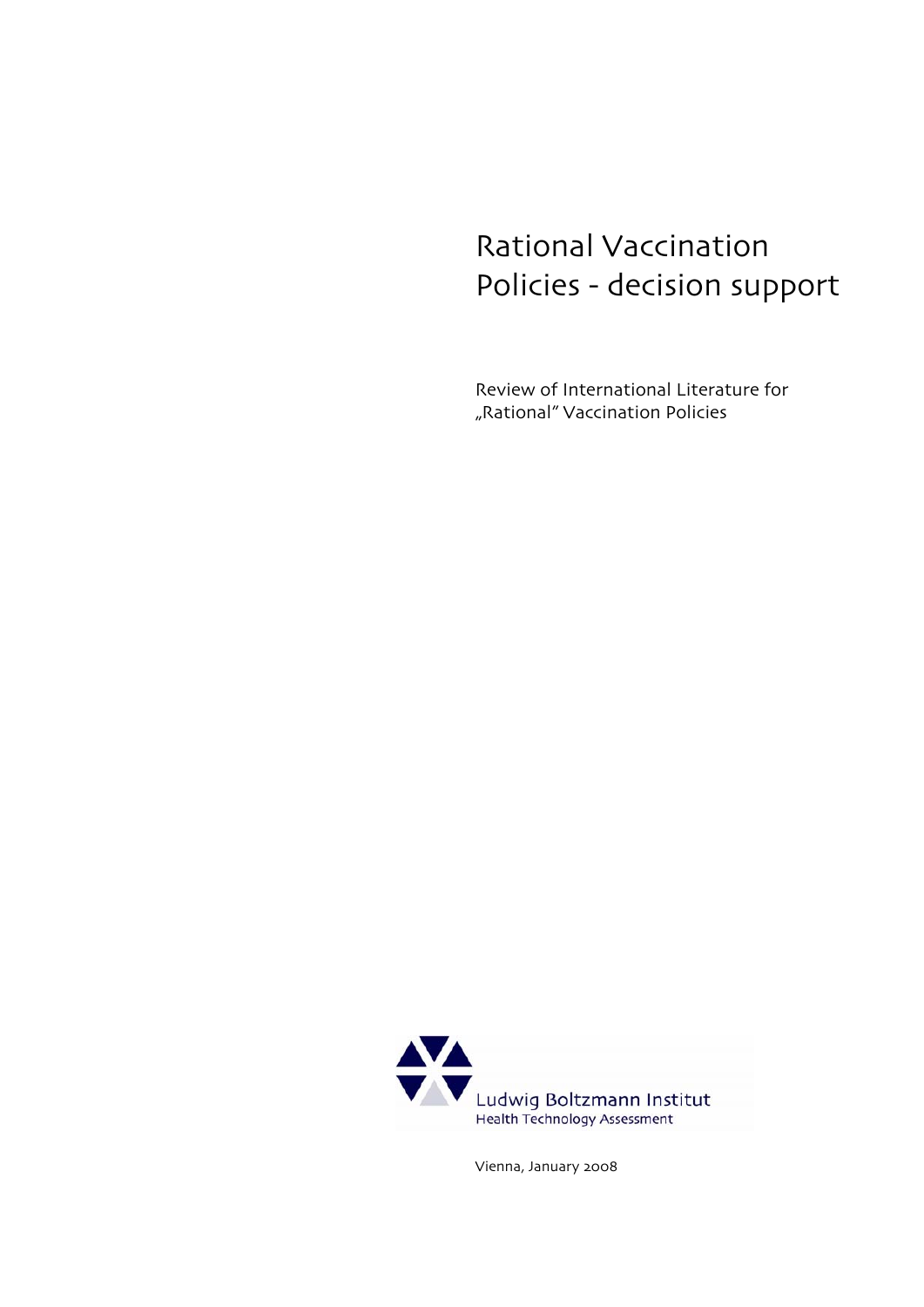# Rational Vaccination Policies - decision support

Review of International Literature for „Rational" Vaccination Policies

Ludwig Boltzmann Institut
Health Technology Assessment

Vienna, January 2008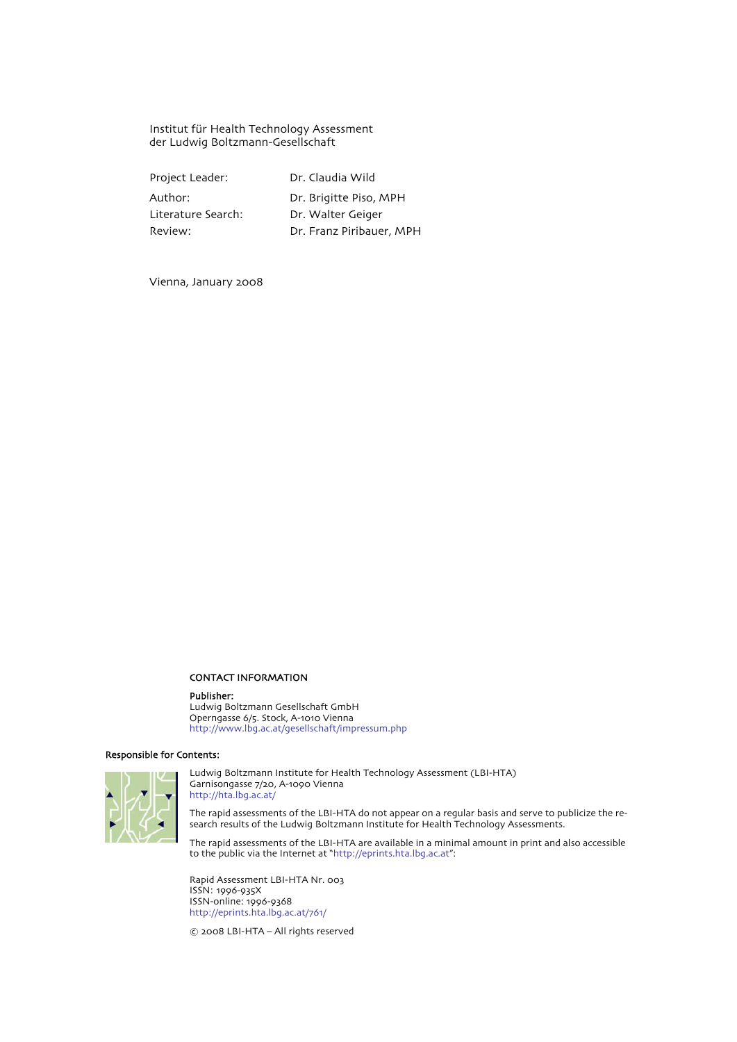Institut für Health Technology Assessment
der Ludwig Boltzmann-Gesellschaft

| | |
|---|---|
| Project Leader: | Dr. Claudia Wild |
| Author: | Dr. Brigitte Piso, MPH |
| Literature Search: | Dr. Walter Geiger |
| Review: | Dr. Franz Piribauer, MPH |

Vienna, January 2008

**CONTACT INFORMATION**

**Publisher:**
Ludwig Boltzmann Gesellschaft GmbH
Operngasse 6/5. Stock, A-1010 Vienna
http://www.lbg.ac.at/gesellschaft/impressum.php

**Responsible for Contents:**

Ludwig Boltzmann Institute for Health Technology Assessment (LBI-HTA)
Garnisongasse 7/20, A-1090 Vienna
http://hta.lbg.ac.at/

The rapid assessments of the LBI-HTA do not appear on a regular basis and serve to publicize the research results of the Ludwig Boltzmann Institute for Health Technology Assessments.

The rapid assessments of the LBI-HTA are available in a minimal amount in print and also accessible to the public via the Internet at "http://eprints.hta.lbg.ac.at":

Rapid Assessment LBI-HTA Nr. 003
ISSN: 1996-935X
ISSN-online: 1996-9368
http://eprints.hta.lbg.ac.at/761/

© 2008 LBI-HTA – All rights reserved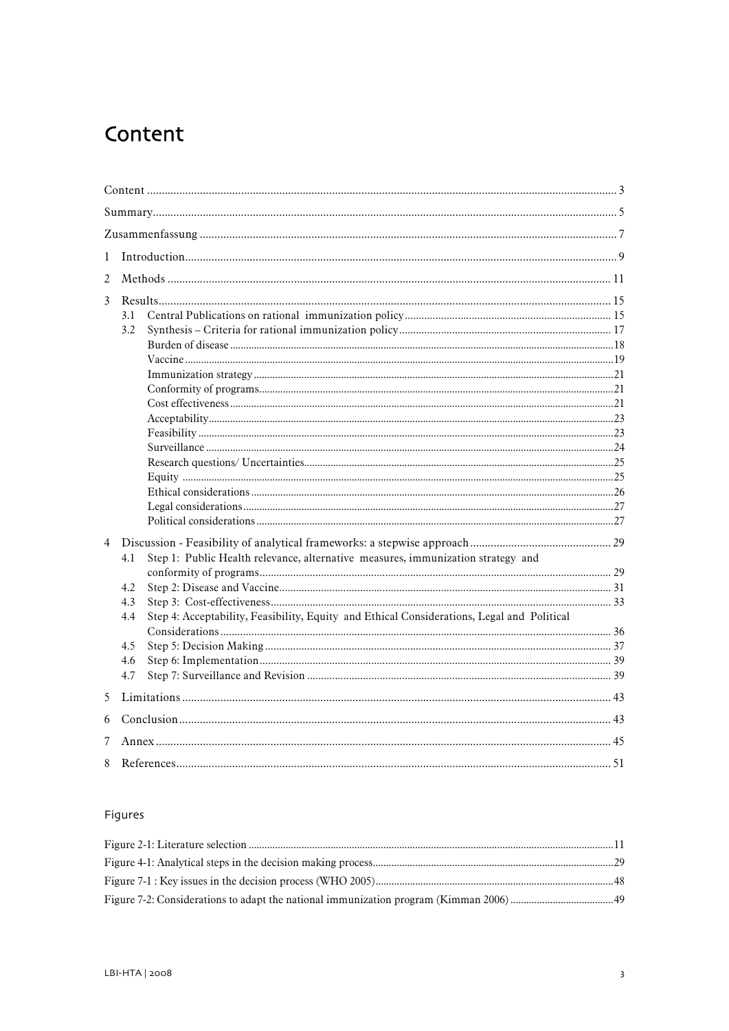# Content

Content ............................................................ 3

Summary............................................................ 5

Zusammenfassung ............................................................ 7

1 Introduction............................................................ 9

2 Methods ............................................................ 11

3 Results............................................................ 15

- 3.1 Central Publications on rational immunization policy ............................................................ 15
- 3.2 Synthesis – Criteria for rational immunization policy ............................................................ 17
  - Burden of disease ............................................................ 18
  - Vaccine ............................................................ 19
  - Immunization strategy ............................................................ 21
  - Conformity of programs ............................................................ 21
  - Cost effectiveness ............................................................ 21
  - Acceptability ............................................................ 23
  - Feasibility ............................................................ 23
  - Surveillance ............................................................ 24
  - Research questions/ Uncertainties ............................................................ 25
  - Equity ............................................................ 25
  - Ethical considerations ............................................................ 26
  - Legal considerations ............................................................ 27
  - Political considerations ............................................................ 27

4 Discussion - Feasibility of analytical frameworks: a stepwise approach ............................................................ 29

- 4.1 Step 1: Public Health relevance, alternative measures, immunization strategy and conformity of programs ............................................................ 29
- 4.2 Step 2: Disease and Vaccine ............................................................ 31
- 4.3 Step 3: Cost-effectiveness ............................................................ 33
- 4.4 Step 4: Acceptability, Feasibility, Equity and Ethical Considerations, Legal and Political Considerations ............................................................ 36
- 4.5 Step 5: Decision Making ............................................................ 37
- 4.6 Step 6: Implementation ............................................................ 39
- 4.7 Step 7: Surveillance and Revision ............................................................ 39

5 Limitations ............................................................ 43

6 Conclusion ............................................................ 43

7 Annex ............................................................ 45

8 References ............................................................ 51

## Figures

Figure 2-1: Literature selection ............................................................ 11

Figure 4-1: Analytical steps in the decision making process ............................................................ 29

Figure 7-1 : Key issues in the decision process (WHO 2005) ............................................................ 48

Figure 7-2: Considerations to adapt the national immunization program (Kimman 2006) ............................................................ 49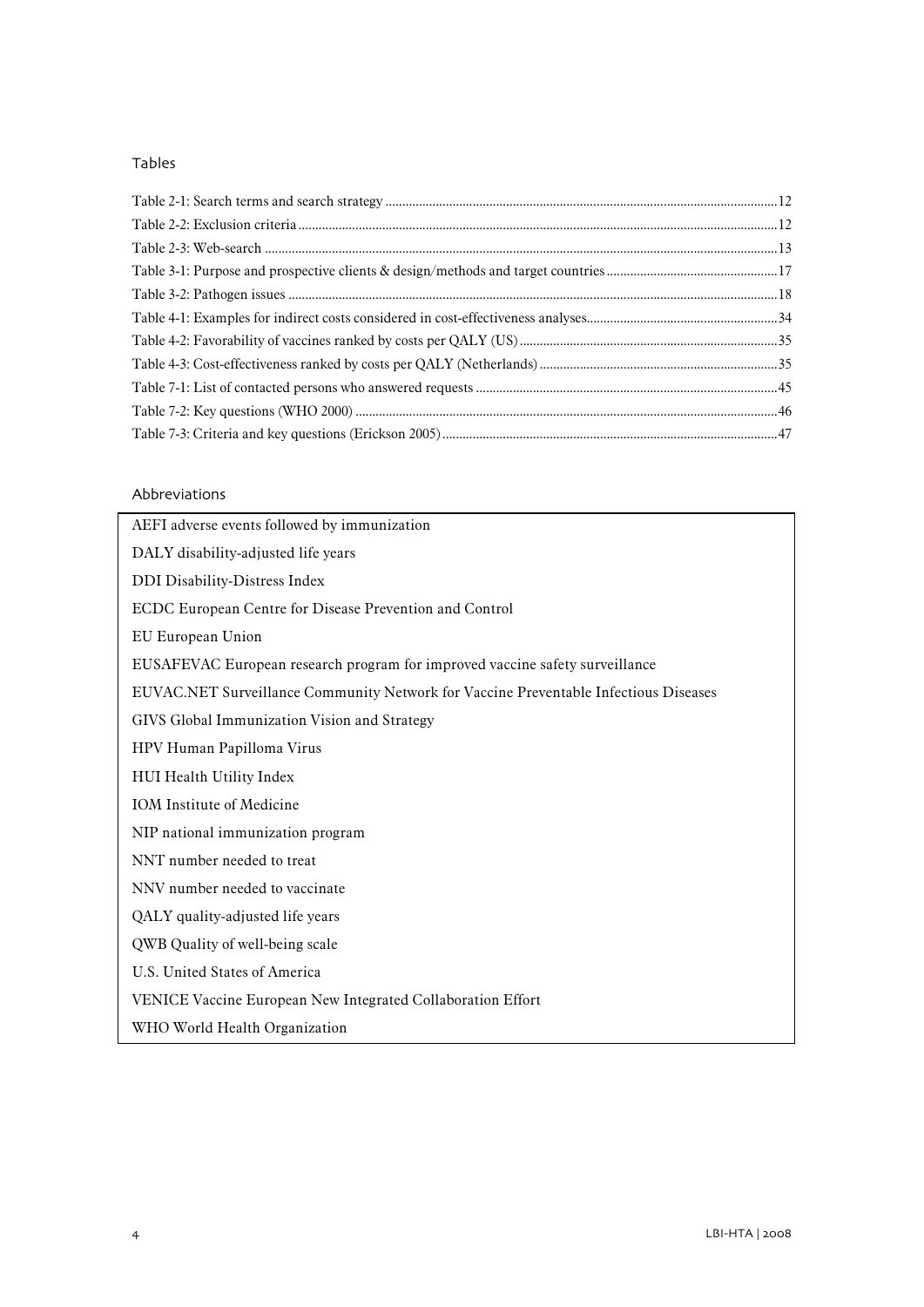## Tables

Table 2-1: Search terms and search strategy ....................12
Table 2-2: Exclusion criteria ....................12
Table 2-3: Web-search ....................13
Table 3-1: Purpose and prospective clients & design/methods and target countries ....................17
Table 3-2: Pathogen issues ....................18
Table 4-1: Examples for indirect costs considered in cost-effectiveness analyses....................34
Table 4-2: Favorability of vaccines ranked by costs per QALY (US) ....................35
Table 4-3: Cost-effectiveness ranked by costs per QALY (Netherlands) ....................35
Table 7-1: List of contacted persons who answered requests ....................45
Table 7-2: Key questions (WHO 2000) ....................46
Table 7-3: Criteria and key questions (Erickson 2005) ....................47

## Abbreviations

AEFI adverse events followed by immunization

DALY disability-adjusted life years

DDI Disability-Distress Index

ECDC European Centre for Disease Prevention and Control

EU European Union

EUSAFEVAC European research program for improved vaccine safety surveillance

EUVAC.NET Surveillance Community Network for Vaccine Preventable Infectious Diseases

GIVS Global Immunization Vision and Strategy

HPV Human Papilloma Virus

HUI Health Utility Index

IOM Institute of Medicine

NIP national immunization program

NNT number needed to treat

NNV number needed to vaccinate

QALY quality-adjusted life years

QWB Quality of well-being scale

U.S. United States of America

VENICE Vaccine European New Integrated Collaboration Effort

WHO World Health Organization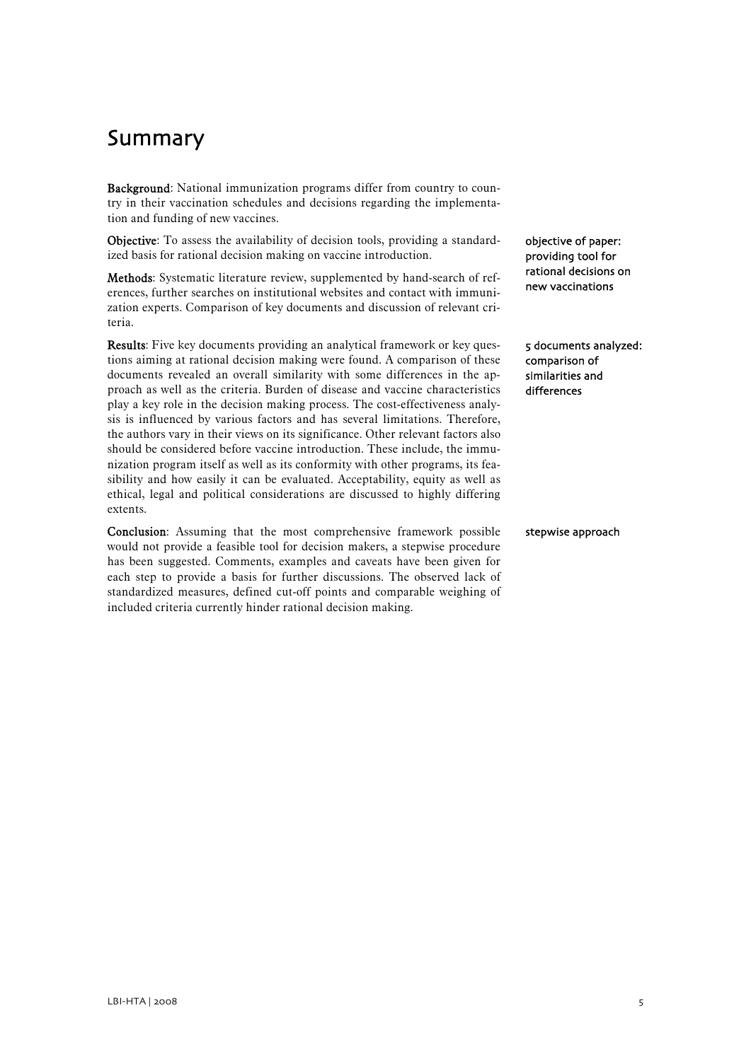# Summary

**Background**: National immunization programs differ from country to country in their vaccination schedules and decisions regarding the implementation and funding of new vaccines.

**Objective**: To assess the availability of decision tools, providing a standardized basis for rational decision making on vaccine introduction.

objective of paper: providing tool for rational decisions on new vaccinations

**Methods**: Systematic literature review, supplemented by hand-search of references, further searches on institutional websites and contact with immunization experts. Comparison of key documents and discussion of relevant criteria.

**Results**: Five key documents providing an analytical framework or key questions aiming at rational decision making were found. A comparison of these documents revealed an overall similarity with some differences in the approach as well as the criteria. Burden of disease and vaccine characteristics play a key role in the decision making process. The cost-effectiveness analysis is influenced by various factors and has several limitations. Therefore, the authors vary in their views on its significance. Other relevant factors also should be considered before vaccine introduction. These include, the immunization program itself as well as its conformity with other programs, its feasibility and how easily it can be evaluated. Acceptability, equity as well as ethical, legal and political considerations are discussed to highly differing extents.

5 documents analyzed: comparison of similarities and differences

**Conclusion**: Assuming that the most comprehensive framework possible would not provide a feasible tool for decision makers, a stepwise procedure has been suggested. Comments, examples and caveats have been given for each step to provide a basis for further discussions. The observed lack of standardized measures, defined cut-off points and comparable weighing of included criteria currently hinder rational decision making.

stepwise approach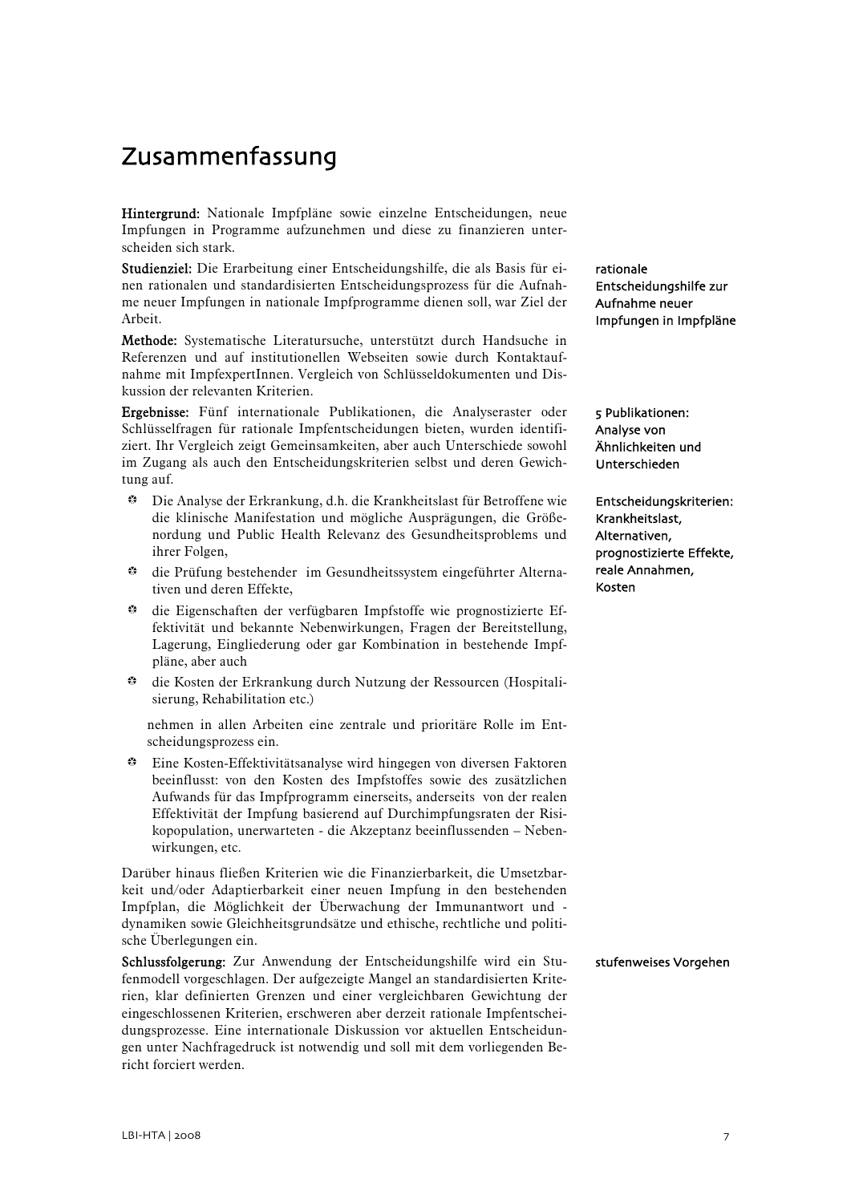# Zusammenfassung

**Hintergrund:** Nationale Impfpläne sowie einzelne Entscheidungen, neue Impfungen in Programme aufzunehmen und diese zu finanzieren unterscheiden sich stark.

rationale Entscheidungshilfe zur Aufnahme neuer Impfungen in Impfpläne

**Studienziel:** Die Erarbeitung einer Entscheidungshilfe, die als Basis für einen rationalen und standardisierten Entscheidungsprozess für die Aufnahme neuer Impfungen in nationale Impfprogramme dienen soll, war Ziel der Arbeit.

**Methode:** Systematische Literatursuche, unterstützt durch Handsuche in Referenzen und auf institutionellen Webseiten sowie durch Kontaktaufnahme mit ImpfexpertInnen. Vergleich von Schlüsseldokumenten und Diskussion der relevanten Kriterien.

5 Publikationen: Analyse von Ähnlichkeiten und Unterschieden

**Ergebnisse:** Fünf internationale Publikationen, die Analyseraster oder Schlüsselfragen für rationale Impfentscheidungen bieten, wurden identifiziert. Ihr Vergleich zeigt Gemeinsamkeiten, aber auch Unterschiede sowohl im Zugang als auch den Entscheidungskriterien selbst und deren Gewichtung auf.

Entscheidungskriterien: Krankheitslast, Alternativen, prognostizierte Effekte, reale Annahmen, Kosten

- Die Analyse der Erkrankung, d.h. die Krankheitslast für Betroffene wie die klinische Manifestation und mögliche Ausprägungen, die Größenordnung und Public Health Relevanz des Gesundheitsproblems und ihrer Folgen,
- die Prüfung bestehender im Gesundheitssystem eingeführter Alternativen und deren Effekte,
- die Eigenschaften der verfügbaren Impfstoffe wie prognostizierte Effektivität und bekannte Nebenwirkungen, Fragen der Bereitstellung, Lagerung, Eingliederung oder gar Kombination in bestehende Impfpläne, aber auch
- die Kosten der Erkrankung durch Nutzung der Ressourcen (Hospitalisierung, Rehabilitation etc.)

nehmen in allen Arbeiten eine zentrale und prioritäre Rolle im Entscheidungsprozess ein.

- Eine Kosten-Effektivitätsanalyse wird hingegen von diversen Faktoren beeinflusst: von den Kosten des Impfstoffes sowie des zusätzlichen Aufwands für das Impfprogramm einerseits, anderseits von der realen Effektivität der Impfung basierend auf Durchimpfungsraten der Risikopopulation, unerwarteten - die Akzeptanz beeinflussenden – Nebenwirkungen, etc.

Darüber hinaus fließen Kriterien wie die Finanzierbarkeit, die Umsetzbarkeit und/oder Adaptierbarkeit einer neuen Impfung in den bestehenden Impfplan, die Möglichkeit der Überwachung der Immunantwort und -dynamiken sowie Gleichheitsgrundsätze und ethische, rechtliche und politische Überlegungen ein.

stufenweises Vorgehen

**Schlussfolgerung:** Zur Anwendung der Entscheidungshilfe wird ein Stufenmodell vorgeschlagen. Der aufgezeigte Mangel an standardisierten Kriterien, klar definierten Grenzen und einer vergleichbaren Gewichtung der eingeschlossenen Kriterien, erschweren aber derzeit rationale Impfentscheidungsprozesse. Eine internationale Diskussion vor aktuellen Entscheidungen unter Nachfragedruck ist notwendig und soll mit dem vorliegenden Bericht forciert werden.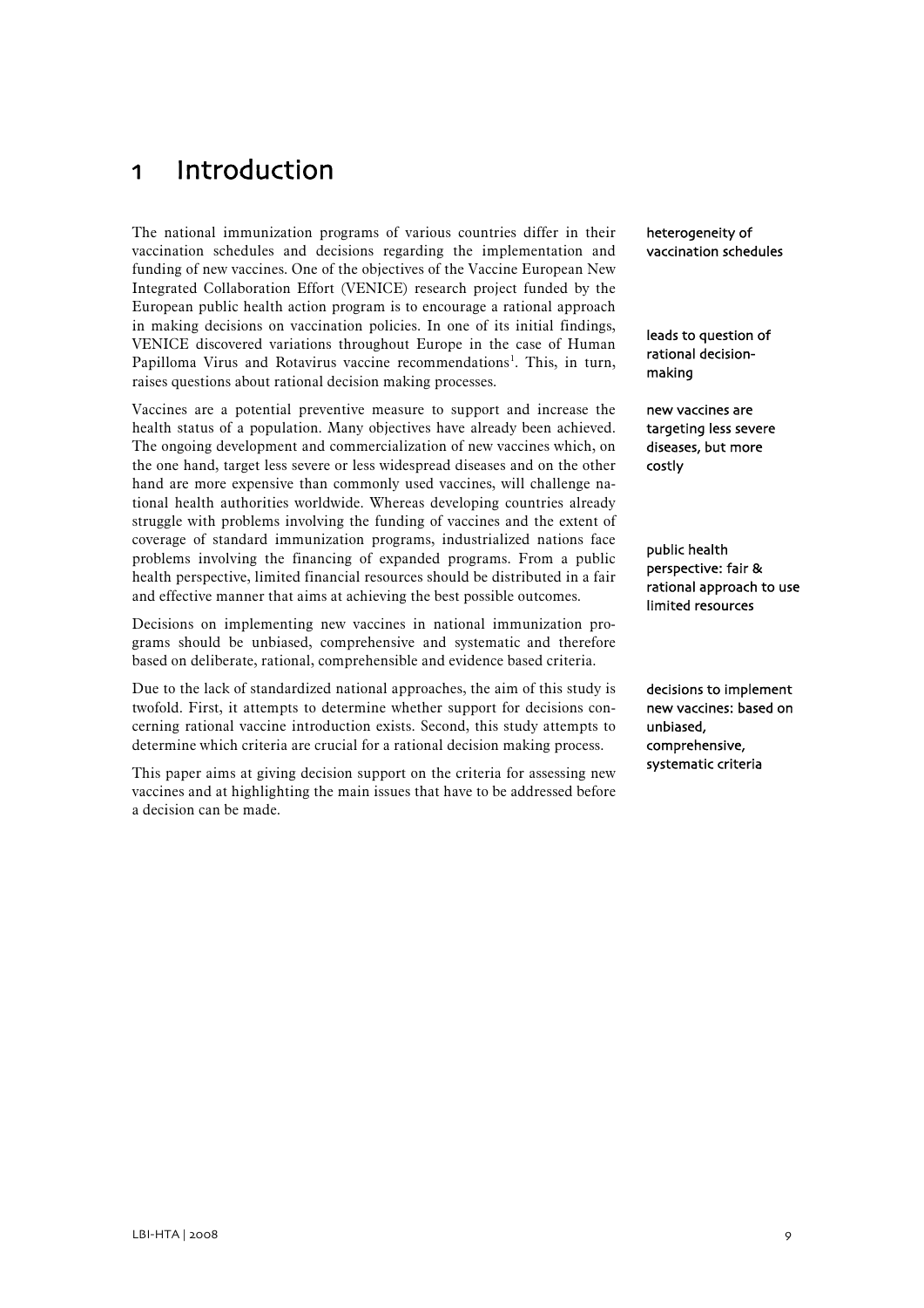# 1 Introduction

heterogeneity of vaccination schedules

The national immunization programs of various countries differ in their vaccination schedules and decisions regarding the implementation and funding of new vaccines. One of the objectives of the Vaccine European New Integrated Collaboration Effort (VENICE) research project funded by the European public health action program is to encourage a rational approach in making decisions on vaccination policies. In one of its initial findings, VENICE discovered variations throughout Europe in the case of Human Papilloma Virus and Rotavirus vaccine recommendations[1]. This, in turn, raises questions about rational decision making processes.

leads to question of rational decision-making

new vaccines are targeting less severe diseases, but more costly

Vaccines are a potential preventive measure to support and increase the health status of a population. Many objectives have already been achieved. The ongoing development and commercialization of new vaccines which, on the one hand, target less severe or less widespread diseases and on the other hand are more expensive than commonly used vaccines, will challenge national health authorities worldwide. Whereas developing countries already struggle with problems involving the funding of vaccines and the extent of coverage of standard immunization programs, industrialized nations face problems involving the financing of expanded programs. From a public health perspective, limited financial resources should be distributed in a fair and effective manner that aims at achieving the best possible outcomes.

public health perspective: fair & rational approach to use limited resources

Decisions on implementing new vaccines in national immunization programs should be unbiased, comprehensive and systematic and therefore based on deliberate, rational, comprehensible and evidence based criteria.

decisions to implement new vaccines: based on unbiased, comprehensive, systematic criteria

Due to the lack of standardized national approaches, the aim of this study is twofold. First, it attempts to determine whether support for decisions concerning rational vaccine introduction exists. Second, this study attempts to determine which criteria are crucial for a rational decision making process.

This paper aims at giving decision support on the criteria for assessing new vaccines and at highlighting the main issues that have to be addressed before a decision can be made.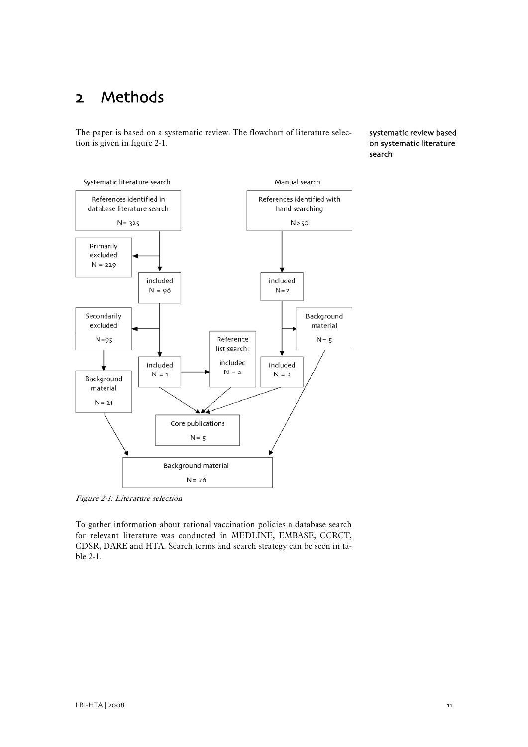# 2 Methods

The paper is based on a systematic review. The flowchart of literature selection is given in figure 2-1.

**systematic review based on systematic literature search**

Systematic literature search

References identified in database literature search N= 325

Primarily excluded N = 229

included N = 96

Secondarily excluded N=95

Background material N= 21

included N = 1

Reference list search: included N = 2

Manual search

References identified with hand searching N>50

included N=7

Background material N= 5

included N = 2

Core publications N= 5

Background material N= 26

*Figure 2-1: Literature selection*

To gather information about rational vaccination policies a database search for relevant literature was conducted in MEDLINE, EMBASE, CCRCT, CDSR, DARE and HTA. Search terms and search strategy can be seen in table 2-1.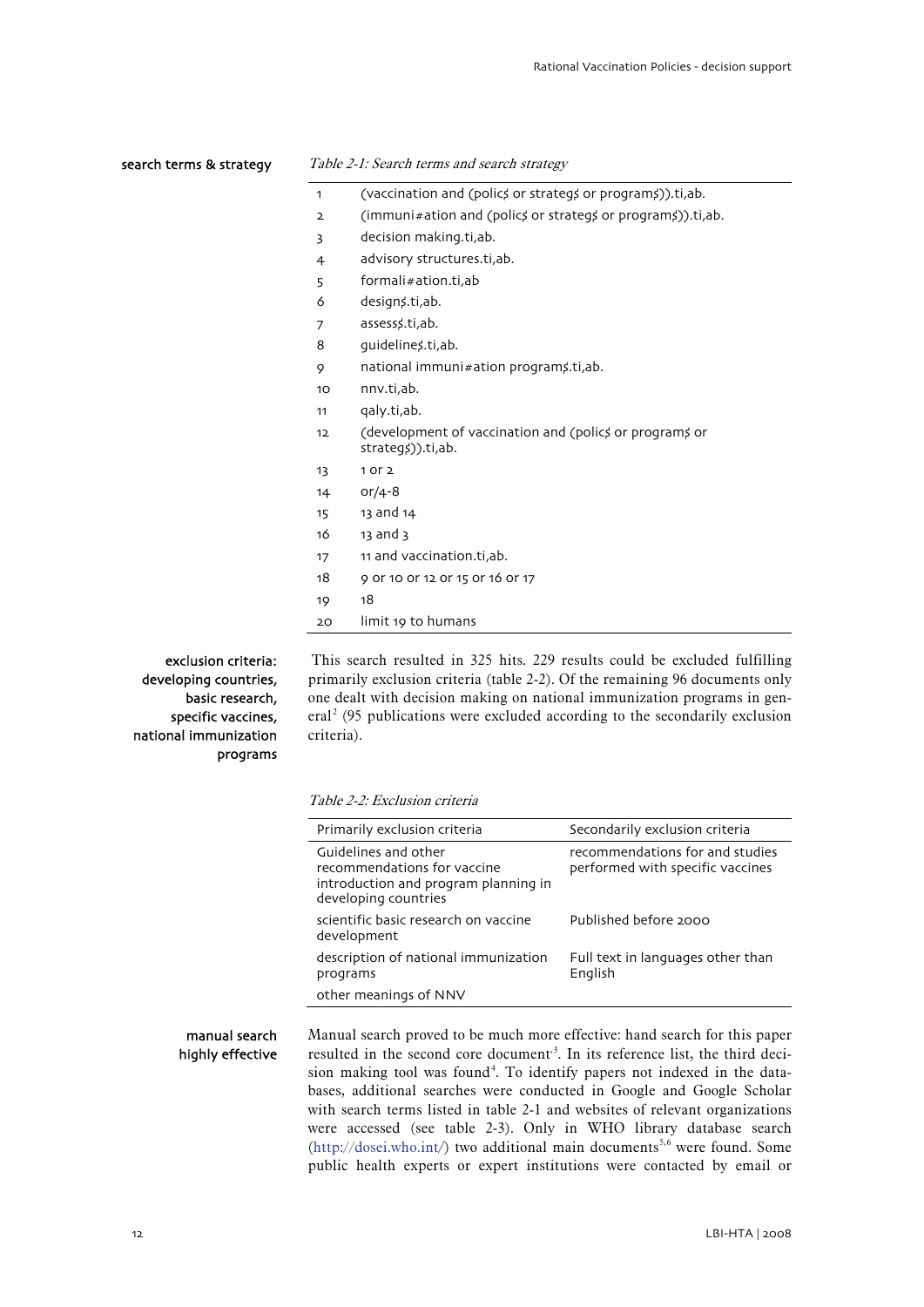search terms & strategy

*Table 2-1: Search terms and search strategy*

| | |
|---|---|
| 1 | (vaccination and (polic$ or strateg$ or program$)).ti,ab. |
| 2 | (immuni#ation and (polic$ or strateg$ or program$)).ti,ab. |
| 3 | decision making.ti,ab. |
| 4 | advisory structures.ti,ab. |
| 5 | formali#ation.ti,ab |
| 6 | design$.ti,ab. |
| 7 | assess$.ti,ab. |
| 8 | guideline$.ti,ab. |
| 9 | national immuni#ation program$.ti,ab. |
| 10 | nnv.ti,ab. |
| 11 | qaly.ti,ab. |
| 12 | (development of vaccination and (polic$ or program$ or strateg$)).ti,ab. |
| 13 | 1 or 2 |
| 14 | or/4-8 |
| 15 | 13 and 14 |
| 16 | 13 and 3 |
| 17 | 11 and vaccination.ti,ab. |
| 18 | 9 or 10 or 12 or 15 or 16 or 17 |
| 19 | 18 |
| 20 | limit 19 to humans |

exclusion criteria: developing countries, basic research, specific vaccines, national immunization programs

This search resulted in 325 hits. 229 results could be excluded fulfilling primarily exclusion criteria (table 2-2). Of the remaining 96 documents only one dealt with decision making on national immunization programs in general[2] (95 publications were excluded according to the secondarily exclusion criteria).

*Table 2-2: Exclusion criteria*

| Primarily exclusion criteria | Secondarily exclusion criteria |
|---|---|
| Guidelines and other recommendations for vaccine introduction and program planning in developing countries | recommendations for and studies performed with specific vaccines |
| scientific basic research on vaccine development | Published before 2000 |
| description of national immunization programs | Full text in languages other than English |
| other meanings of NNV | |

manual search highly effective

Manual search proved to be much more effective: hand search for this paper resulted in the second core document[3]. In its reference list, the third decision making tool was found[4]. To identify papers not indexed in the databases, additional searches were conducted in Google and Google Scholar with search terms listed in table 2-1 and websites of relevant organizations were accessed (see table 2-3). Only in WHO library database search (http://dosei.who.int/) two additional main documents[5,6] were found. Some public health experts or expert institutions were contacted by email or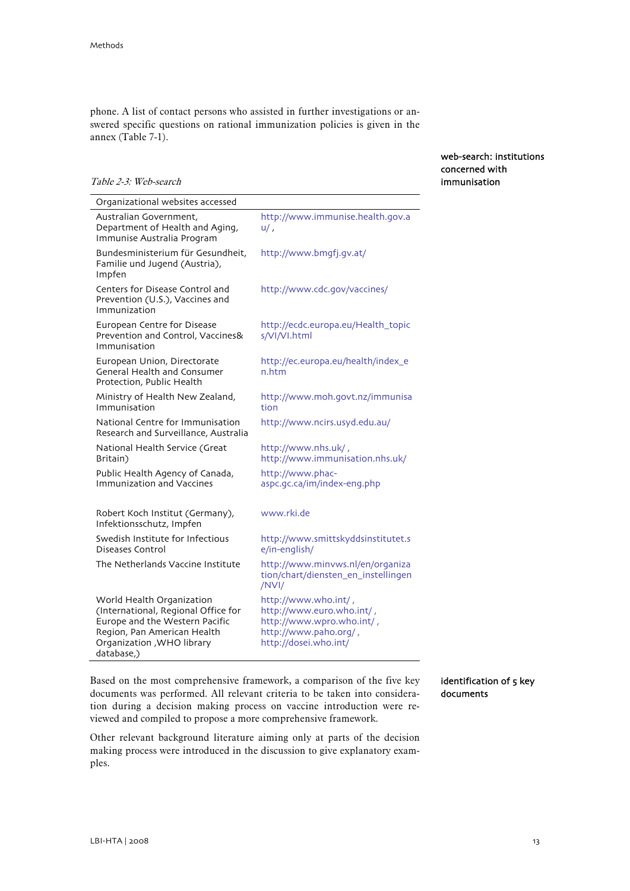phone. A list of contact persons who assisted in further investigations or answered specific questions on rational immunization policies is given in the annex (Table 7-1).

web-search: institutions concerned with immunisation

*Table 2-3: Web-search*

| Organizational websites accessed | |
|---|---|
| Australian Government, Department of Health and Aging, Immunise Australia Program | http://www.immunise.health.gov.au/ , |
| Bundesministerium für Gesundheit, Familie und Jugend (Austria), Impfen | http://www.bmgfj.gv.at/ |
| Centers for Disease Control and Prevention (U.S.), Vaccines and Immunization | http://www.cdc.gov/vaccines/ |
| European Centre for Disease Prevention and Control, Vaccines& Immunisation | http://ecdc.europa.eu/Health_topics/VI/VI.html |
| European Union, Directorate General Health and Consumer Protection, Public Health | http://ec.europa.eu/health/index_en.htm |
| Ministry of Health New Zealand, Immunisation | http://www.moh.govt.nz/immunisation |
| National Centre for Immunisation Research and Surveillance, Australia | http://www.ncirs.usyd.edu.au/ |
| National Health Service (Great Britain) | http://www.nhs.uk/ , http://www.immunisation.nhs.uk/ |
| Public Health Agency of Canada, Immunization and Vaccines | http://www.phac-aspc.gc.ca/im/index-eng.php |
| Robert Koch Institut (Germany), Infektionsschutz, Impfen | www.rki.de |
| Swedish Institute for Infectious Diseases Control | http://www.smittskyddsinstitutet.se/in-english/ |
| The Netherlands Vaccine Institute | http://www.minvws.nl/en/organization/chart/diensten_en_instellingen/NVI/ |
| World Health Organization (International, Regional Office for Europe and the Western Pacific Region, Pan American Health Organization ,WHO library database,) | http://www.who.int/ , http://www.euro.who.int/ , http://www.wpro.who.int/ , http://www.paho.org/ , http://dosei.who.int/ |

identification of 5 key documents

Based on the most comprehensive framework, a comparison of the five key documents was performed. All relevant criteria to be taken into consideration during a decision making process on vaccine introduction were reviewed and compiled to propose a more comprehensive framework.

Other relevant background literature aiming only at parts of the decision making process were introduced in the discussion to give explanatory examples.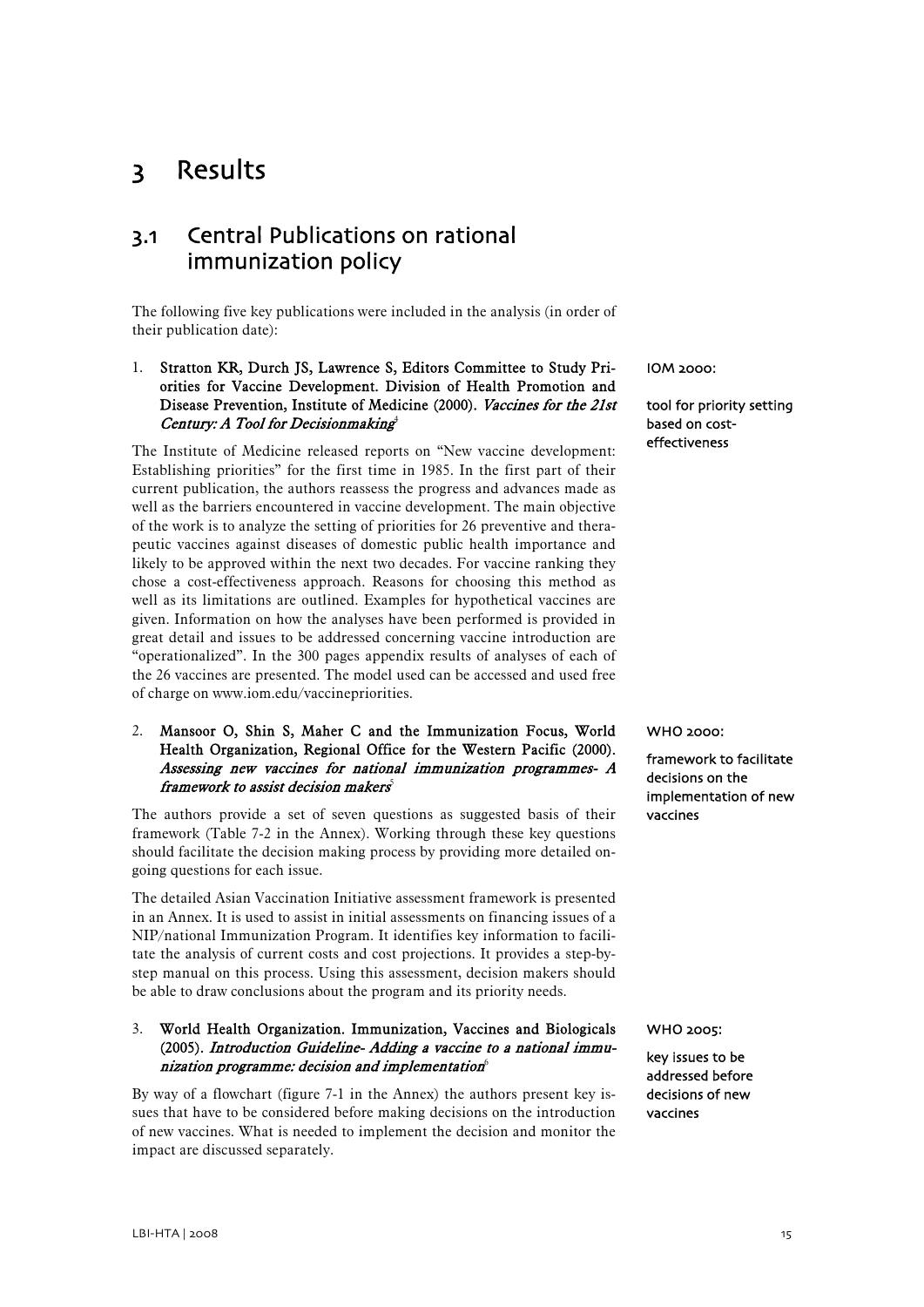# 3 Results

## 3.1 Central Publications on rational immunization policy

The following five key publications were included in the analysis (in order of their publication date):

1. **Stratton KR, Durch JS, Lawrence S, Editors Committee to Study Priorities for Vaccine Development. Division of Health Promotion and Disease Prevention, Institute of Medicine (2000).** ***Vaccines for the 21st Century: A Tool for Decisionmaking***[4]

IOM 2000:

tool for priority setting based on cost-effectiveness

The Institute of Medicine released reports on "New vaccine development: Establishing priorities" for the first time in 1985. In the first part of their current publication, the authors reassess the progress and advances made as well as the barriers encountered in vaccine development. The main objective of the work is to analyze the setting of priorities for 26 preventive and therapeutic vaccines against diseases of domestic public health importance and likely to be approved within the next two decades. For vaccine ranking they chose a cost-effectiveness approach. Reasons for choosing this method as well as its limitations are outlined. Examples for hypothetical vaccines are given. Information on how the analyses have been performed is provided in great detail and issues to be addressed concerning vaccine introduction are "operationalized". In the 300 pages appendix results of analyses of each of the 26 vaccines are presented. The model used can be accessed and used free of charge on www.iom.edu/vaccinepriorities.

2. **Mansoor O, Shin S, Maher C and the Immunization Focus, World Health Organization, Regional Office for the Western Pacific (2000).** ***Assessing new vaccines for national immunization programmes- A framework to assist decision makers***[5]

WHO 2000:

framework to facilitate decisions on the implementation of new vaccines

The authors provide a set of seven questions as suggested basis of their framework (Table 7-2 in the Annex). Working through these key questions should facilitate the decision making process by providing more detailed ongoing questions for each issue.

The detailed Asian Vaccination Initiative assessment framework is presented in an Annex. It is used to assist in initial assessments on financing issues of a NIP/national Immunization Program. It identifies key information to facilitate the analysis of current costs and cost projections. It provides a step-by-step manual on this process. Using this assessment, decision makers should be able to draw conclusions about the program and its priority needs.

3. **World Health Organization. Immunization, Vaccines and Biologicals (2005).** ***Introduction Guideline- Adding a vaccine to a national immunization programme: decision and implementation***[6]

WHO 2005:

key issues to be addressed before decisions of new vaccines

By way of a flowchart (figure 7-1 in the Annex) the authors present key issues that have to be considered before making decisions on the introduction of new vaccines. What is needed to implement the decision and monitor the impact are discussed separately.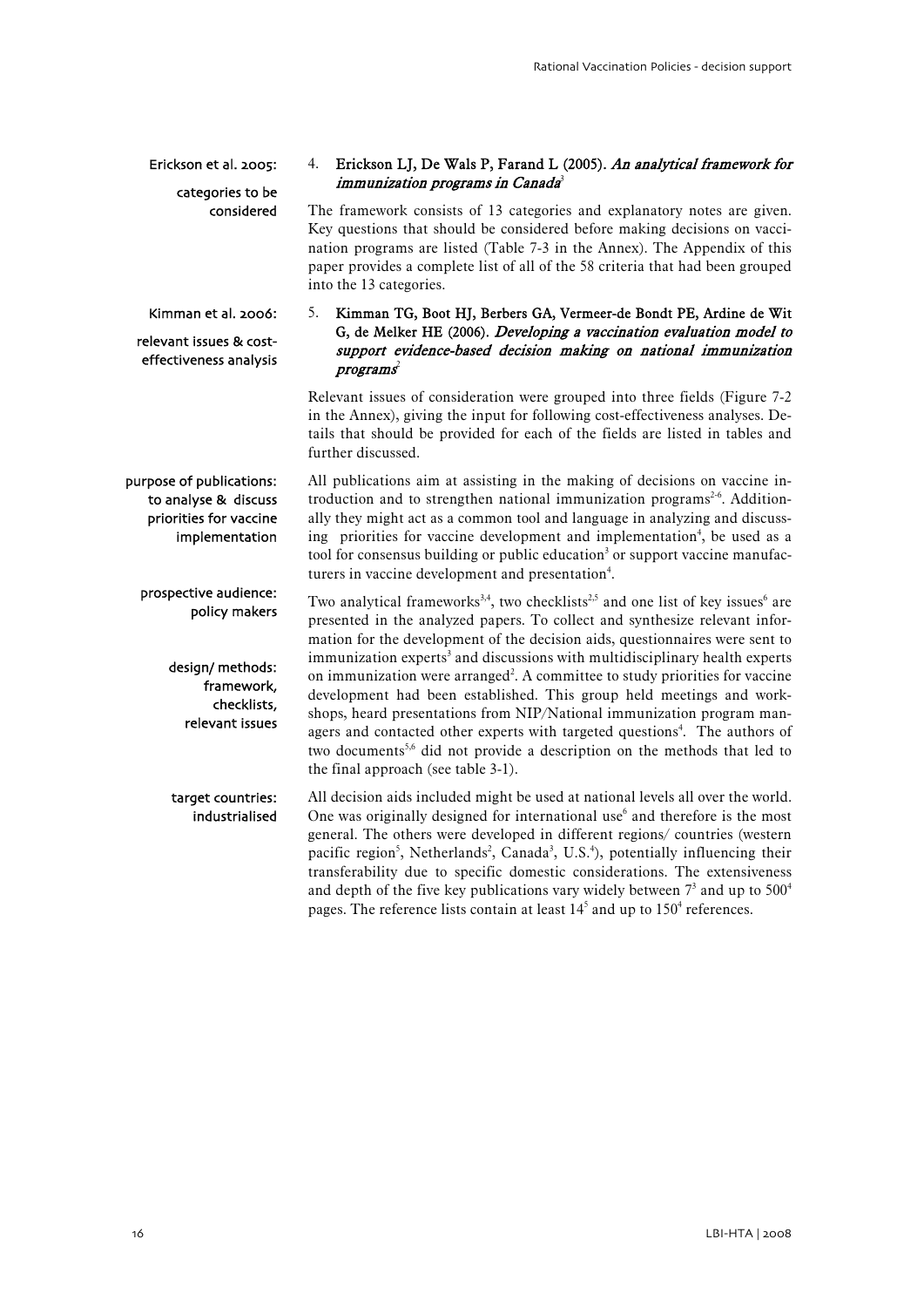Erickson et al. 2005: categories to be considered

4. **Erickson LJ, De Wals P, Farand L (2005).** ***An analytical framework for immunization programs in Canada***[3]

The framework consists of 13 categories and explanatory notes are given. Key questions that should be considered before making decisions on vaccination programs are listed (Table 7-3 in the Annex). The Appendix of this paper provides a complete list of all of the 58 criteria that had been grouped into the 13 categories.

Kimman et al. 2006: relevant issues & cost-effectiveness analysis

5. **Kimman TG, Boot HJ, Berbers GA, Vermeer-de Bondt PE, Ardine de Wit G, de Melker HE (2006).** ***Developing a vaccination evaluation model to support evidence-based decision making on national immunization programs***[2]

Relevant issues of consideration were grouped into three fields (Figure 7-2 in the Annex), giving the input for following cost-effectiveness analyses. Details that should be provided for each of the fields are listed in tables and further discussed.

purpose of publications: to analyse & discuss priorities for vaccine implementation

All publications aim at assisting in the making of decisions on vaccine introduction and to strengthen national immunization programs[2-6]. Additionally they might act as a common tool and language in analyzing and discussing priorities for vaccine development and implementation[4], be used as a tool for consensus building or public education[3] or support vaccine manufacturers in vaccine development and presentation[4].

prospective audience: policy makers

design/ methods: framework, checklists, relevant issues

Two analytical frameworks[3,4], two checklists[2,5] and one list of key issues[6] are presented in the analyzed papers. To collect and synthesize relevant information for the development of the decision aids, questionnaires were sent to immunization experts[3] and discussions with multidisciplinary health experts on immunization were arranged[2]. A committee to study priorities for vaccine development had been established. This group held meetings and workshops, heard presentations from NIP/National immunization program managers and contacted other experts with targeted questions[4]. The authors of two documents[5,6] did not provide a description on the methods that led to the final approach (see table 3-1).

target countries: industrialised

All decision aids included might be used at national levels all over the world. One was originally designed for international use[6] and therefore is the most general. The others were developed in different regions/ countries (western pacific region[5], Netherlands[2], Canada[3], U.S.[4]), potentially influencing their transferability due to specific domestic considerations. The extensiveness and depth of the five key publications vary widely between 7[3] and up to 500[4] pages. The reference lists contain at least 14[5] and up to 150[4] references.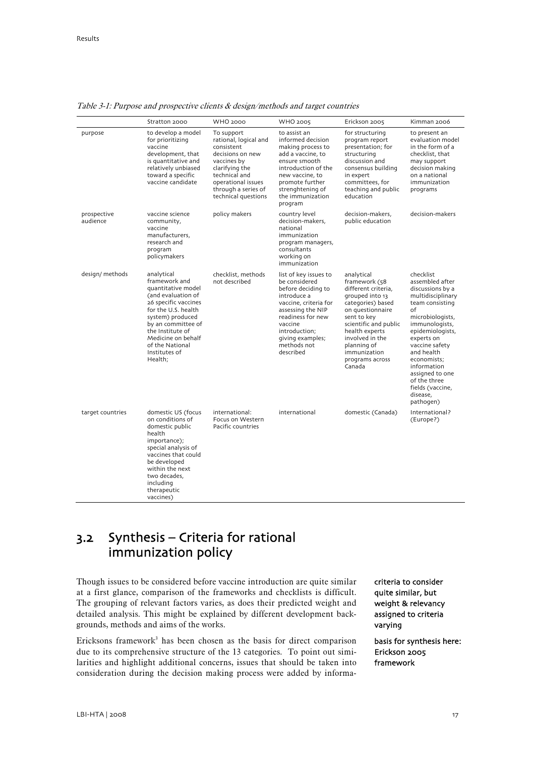*Table 3-1: Purpose and prospective clients & design/methods and target countries*

| | Stratton 2000 | WHO 2000 | WHO 2005 | Erickson 2005 | Kimman 2006 |
|---|---|---|---|---|---|
| purpose | to develop a model for prioritizing vaccine development, that is quantitative and relatively unbiased toward a specific vaccine candidate | To support rational, logical and consistent decisions on new vaccines by clarifying the technical and operational issues through a series of technical questions | to assist an informed decision making process to add a vaccine, to ensure smooth introduction of the new vaccine, to promote further strenghtening of the immunization program | for structuring program report presentation; for structuring discussion and consensus building in expert committees, for teaching and public education | to present an evaluation model in the form of a checklist, that may support decision making on a national immunization programs |
| prospective audience | vaccine science community, vaccine manufacturers, research and program policymakers | policy makers | country level decision-makers, national immunization program managers, consultants working on immunization | decision-makers, public education | decision-makers |
| design/ methods | analytical framework and quantitative model (and evaluation of 26 specific vaccines for the U.S. health system) produced by an committee of the Institute of Medicine on behalf of the National Institutes of Health; | checklist, methods not described | list of key issues to be considered before deciding to introduce a vaccine, criteria for assessing the NIP readiness for new vaccine introduction; giving examples; methods not described | analytical framework (58 different criteria, grouped into 13 categories) based on questionnaire sent to key scientific and public health experts involved in the planning of immunization programs across Canada | checklist assembled after discussions by a multidisciplinary team consisting of microbiologists, immunologists, epidemiologists, experts on vaccine safety and health economists; information assigned to one of the three fields (vaccine, disease, pathogen) |
| target countries | domestic US (focus on conditions of domestic public health importance); special analysis of vaccines that could be developed within the next two decades, including therapeutic vaccines) | international: Focus on Western Pacific countries | international | domestic (Canada) | International? (Europe?) |

## 3.2 Synthesis – Criteria for rational immunization policy

**criteria to consider quite similar, but weight & relevancy assigned to criteria varying**

Though issues to be considered before vaccine introduction are quite similar at a first glance, comparison of the frameworks and checklists is difficult. The grouping of relevant factors varies, as does their predicted weight and detailed analysis. This might be explained by different development backgrounds, methods and aims of the works.

**basis for synthesis here: Erickson 2005 framework**

Ericksons framework[3] has been chosen as the basis for direct comparison due to its comprehensive structure of the 13 categories. To point out similarities and highlight additional concerns, issues that should be taken into consideration during the decision making process were added by informa-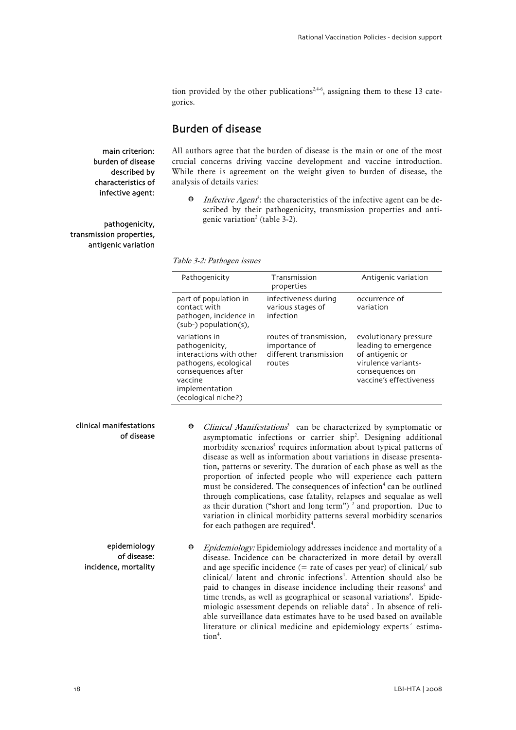tion provided by the other publications[2,4-6], assigning them to these 13 categories.

## Burden of disease

main criterion: burden of disease described by characteristics of infective agent:

All authors agree that the burden of disease is the main or one of the most crucial concerns driving vaccine development and vaccine introduction. While there is agreement on the weight given to burden of disease, the analysis of details varies:

pathogenicity, transmission properties, antigenic variation

- *Infective Agent*[3]: the characteristics of the infective agent can be described by their pathogenicity, transmission properties and antigenic variation[2] (table 3-2).

*Table 3-2: Pathogen issues*

| Pathogenicity | Transmission properties | Antigenic variation |
|---|---|---|
| part of population in contact with pathogen, incidence in (sub-) population(s), | infectiveness during various stages of infection | occurrence of variation |
| variations in pathogenicity, interactions with other pathogens, ecological consequences after vaccine implementation (ecological niche?) | routes of transmission, importance of different transmission routes | evolutionary pressure leading to emergence of antigenic or virulence variants-consequences on vaccine's effectiveness |

clinical manifestations of disease

- *Clinical Manifestations*[3] can be characterized by symptomatic or asymptomatic infections or carrier ship[2]. Designing additional morbidity scenarios[4] requires information about typical patterns of disease as well as information about variations in disease presentation, patterns or severity. The duration of each phase as well as the proportion of infected people who will experience each pattern must be considered. The consequences of infection[4] can be outlined through complications, case fatality, relapses and sequalae as well as their duration ("short and long term") [2] and proportion. Due to variation in clinical morbidity patterns several morbidity scenarios for each pathogen are required[4].

epidemiology of disease: incidence, mortality

- *Epidemiology:* Epidemiology addresses incidence and mortality of a disease. Incidence can be characterized in more detail by overall and age specific incidence (= rate of cases per year) of clinical/ sub clinical/ latent and chronic infections[4]. Attention should also be paid to changes in disease incidence including their reasons[4] and time trends, as well as geographical or seasonal variations[3]. Epidemiologic assessment depends on reliable data[2] . In absence of reliable surveillance data estimates have to be used based on available literature or clinical medicine and epidemiology experts´ estimation[4].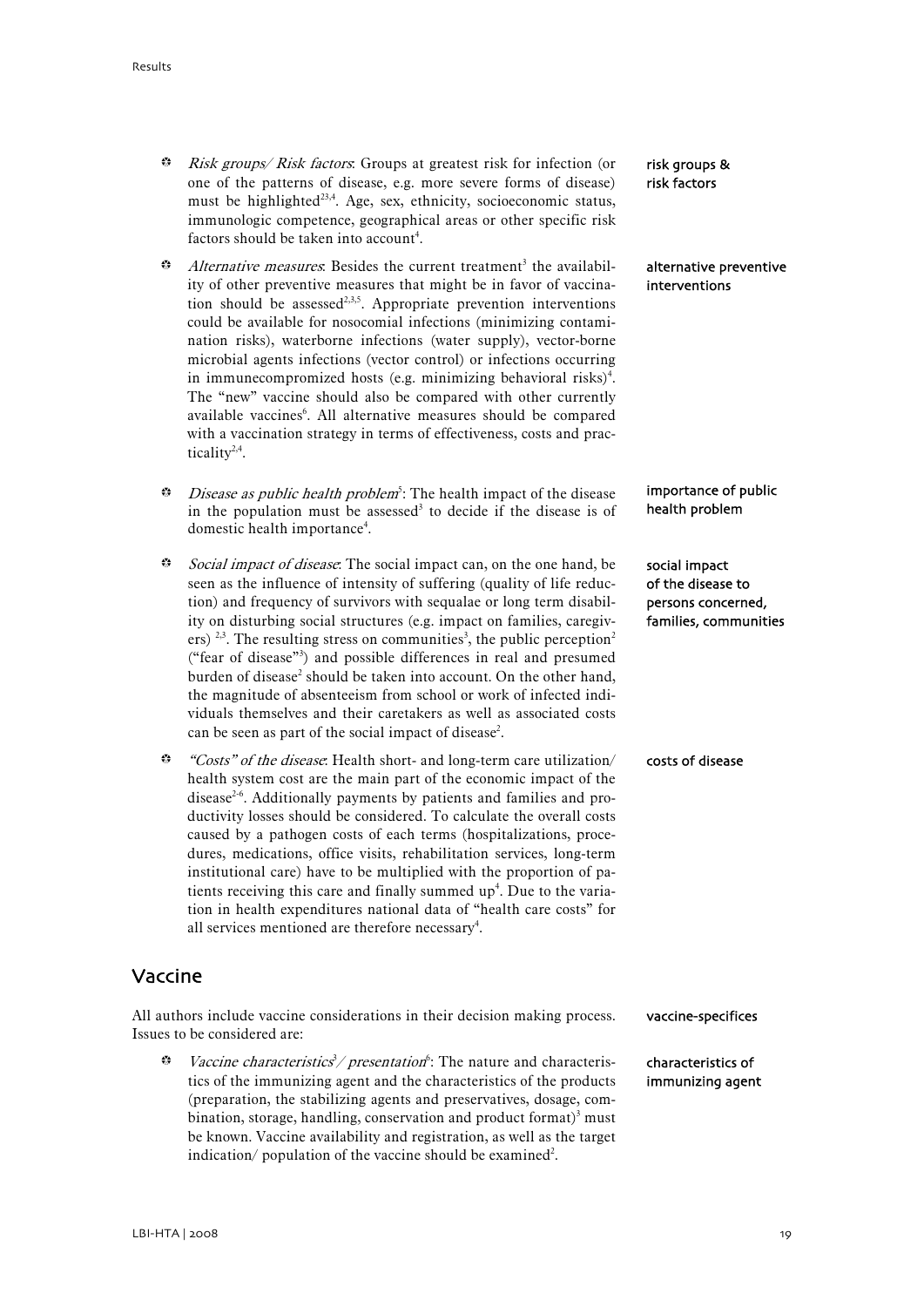- *Risk groups/ Risk factors*: Groups at greatest risk for infection (or one of the patterns of disease, e.g. more severe forms of disease) must be highlighted[2,3,4]. Age, sex, ethnicity, socioeconomic status, immunologic competence, geographical areas or other specific risk factors should be taken into account[4].

risk groups & risk factors

- *Alternative measures*: Besides the current treatment[3] the availability of other preventive measures that might be in favor of vaccination should be assessed[2,3,5]. Appropriate prevention interventions could be available for nosocomial infections (minimizing contamination risks), waterborne infections (water supply), vector-borne microbial agents infections (vector control) or infections occurring in immunecompromized hosts (e.g. minimizing behavioral risks)[4]. The "new" vaccine should also be compared with other currently available vaccines[6]. All alternative measures should be compared with a vaccination strategy in terms of effectiveness, costs and practicality[2,4].

alternative preventive interventions

- *Disease as public health problem*[5]: The health impact of the disease in the population must be assessed[3] to decide if the disease is of domestic health importance[4].

importance of public health problem

- *Social impact of disease*: The social impact can, on the one hand, be seen as the influence of intensity of suffering (quality of life reduction) and frequency of survivors with sequalae or long term disability on disturbing social structures (e.g. impact on families, caregivers) [2,3]. The resulting stress on communities[3], the public perception[2] ("fear of disease"[3]) and possible differences in real and presumed burden of disease[2] should be taken into account. On the other hand, the magnitude of absenteeism from school or work of infected individuals themselves and their caretakers as well as associated costs can be seen as part of the social impact of disease[2].

social impact of the disease to persons concerned, families, communities

- *"Costs" of the disease*: Health short- and long-term care utilization/ health system cost are the main part of the economic impact of the disease[2-6]. Additionally payments by patients and families and productivity losses should be considered. To calculate the overall costs caused by a pathogen costs of each terms (hospitalizations, procedures, medications, office visits, rehabilitation services, long-term institutional care) have to be multiplied with the proportion of patients receiving this care and finally summed up[4]. Due to the variation in health expenditures national data of "health care costs" for all services mentioned are therefore necessary[4].

costs of disease

## Vaccine

All authors include vaccine considerations in their decision making process. Issues to be considered are:

vaccine-specifices

- *Vaccine characteristics[3]/ presentation[6]*: The nature and characteristics of the immunizing agent and the characteristics of the products (preparation, the stabilizing agents and preservatives, dosage, combination, storage, handling, conservation and product format)[3] must be known. Vaccine availability and registration, as well as the target indication/ population of the vaccine should be examined[2].

characteristics of immunizing agent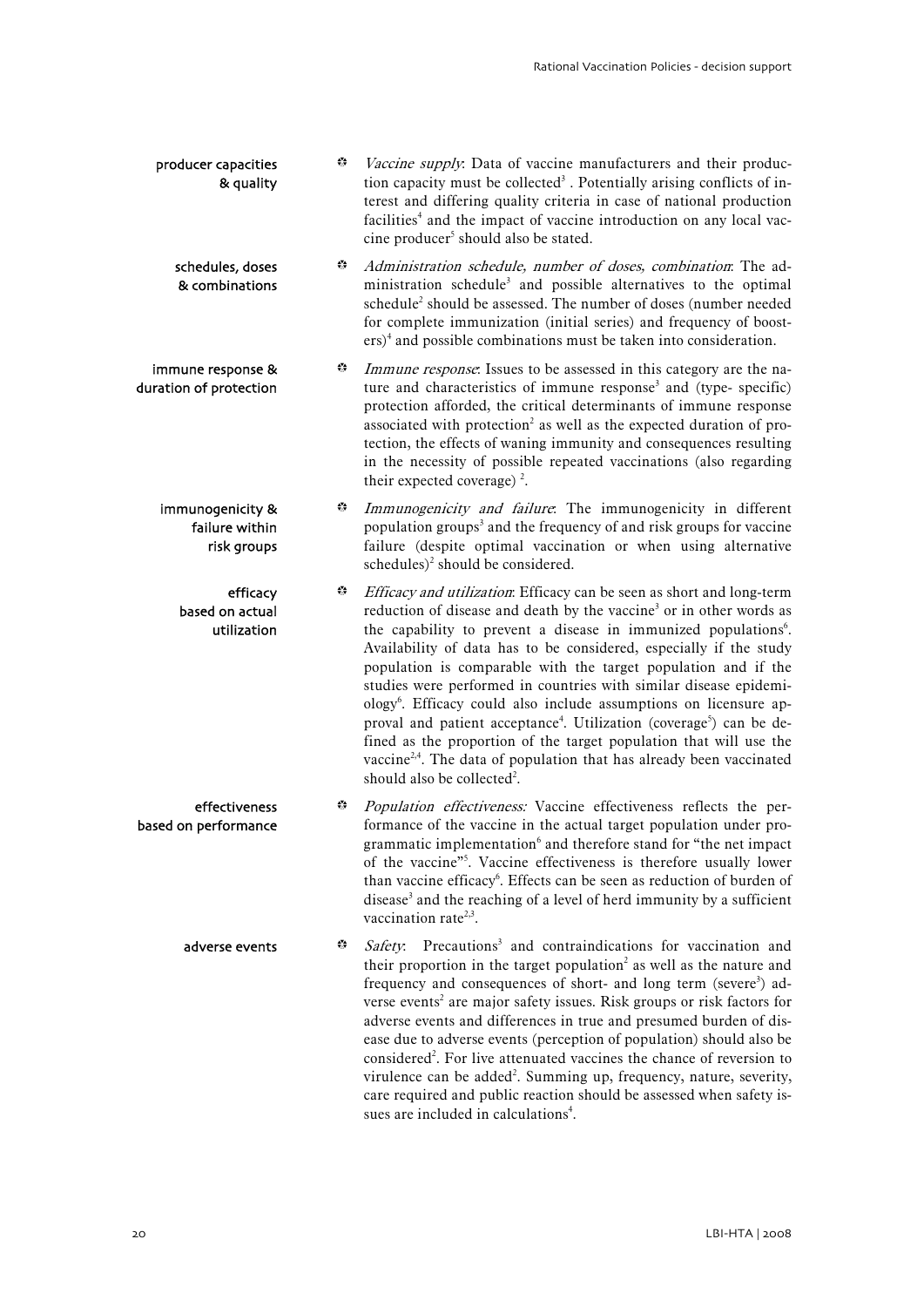producer capacities & quality

- *Vaccine supply*: Data of vaccine manufacturers and their production capacity must be collected[3] . Potentially arising conflicts of interest and differing quality criteria in case of national production facilities[4] and the impact of vaccine introduction on any local vaccine producer[5] should also be stated.

schedules, doses & combinations

- *Administration schedule, number of doses, combination*: The administration schedule[3] and possible alternatives to the optimal schedule[2] should be assessed. The number of doses (number needed for complete immunization (initial series) and frequency of boosters)[4] and possible combinations must be taken into consideration.

immune response & duration of protection

- *Immune response*: Issues to be assessed in this category are the nature and characteristics of immune response[3] and (type- specific) protection afforded, the critical determinants of immune response associated with protection[2] as well as the expected duration of protection, the effects of waning immunity and consequences resulting in the necessity of possible repeated vaccinations (also regarding their expected coverage) [2].

immunogenicity & failure within risk groups

- *Immunogenicity and failure*: The immunogenicity in different population groups[3] and the frequency of and risk groups for vaccine failure (despite optimal vaccination or when using alternative schedules)[2] should be considered.

efficacy based on actual utilization

- *Efficacy and utilization*: Efficacy can be seen as short and long-term reduction of disease and death by the vaccine[3] or in other words as the capability to prevent a disease in immunized populations[6]. Availability of data has to be considered, especially if the study population is comparable with the target population and if the studies were performed in countries with similar disease epidemiology[6]. Efficacy could also include assumptions on licensure approval and patient acceptance[4]. Utilization (coverage[5]) can be defined as the proportion of the target population that will use the vaccine[2,4]. The data of population that has already been vaccinated should also be collected[2].

effectiveness based on performance

- *Population effectiveness:* Vaccine effectiveness reflects the performance of the vaccine in the actual target population under programmatic implementation[6] and therefore stand for "the net impact of the vaccine"[5]. Vaccine effectiveness is therefore usually lower than vaccine efficacy[6]. Effects can be seen as reduction of burden of disease[3] and the reaching of a level of herd immunity by a sufficient vaccination rate[2,3].

adverse events

- *Safety*: Precautions[3] and contraindications for vaccination and their proportion in the target population[2] as well as the nature and frequency and consequences of short- and long term (severe[3]) adverse events[2] are major safety issues. Risk groups or risk factors for adverse events and differences in true and presumed burden of disease due to adverse events (perception of population) should also be considered[2]. For live attenuated vaccines the chance of reversion to virulence can be added[2]. Summing up, frequency, nature, severity, care required and public reaction should be assessed when safety issues are included in calculations[4].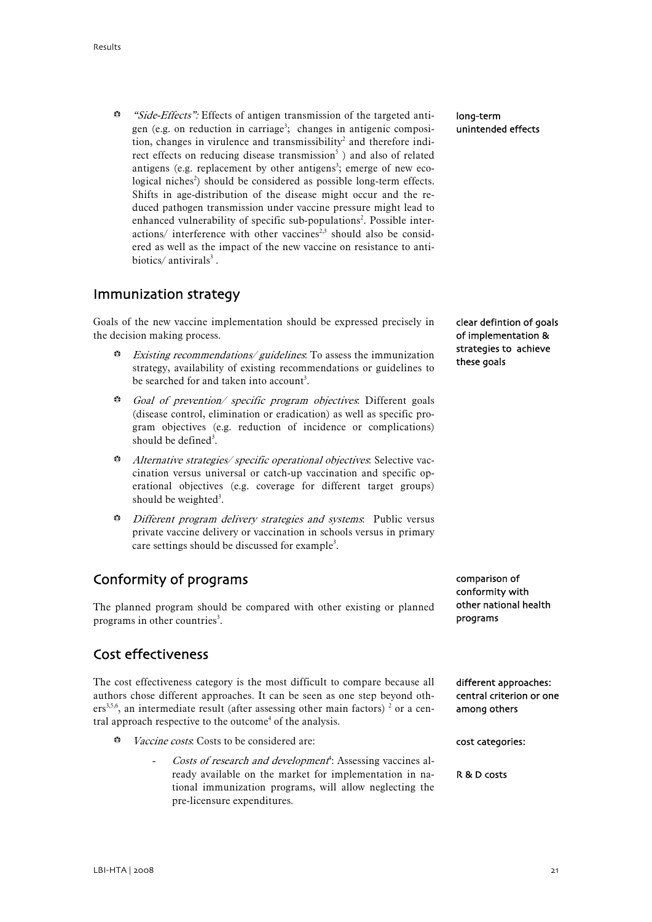- *"Side-Effects":* Effects of antigen transmission of the targeted antigen (e.g. on reduction in carriage[3]; changes in antigenic composition, changes in virulence and transmissibility[2] and therefore indirect effects on reducing disease transmission[5] ) and also of related antigens (e.g. replacement by other antigens[3]; emerge of new ecological niches[2]) should be considered as possible long-term effects. Shifts in age-distribution of the disease might occur and the reduced pathogen transmission under vaccine pressure might lead to enhanced vulnerability of specific sub-populations[2]. Possible interactions/ interference with other vaccines[2,3] should also be considered as well as the impact of the new vaccine on resistance to antibiotics/ antivirals[3] .

long-term unintended effects

## Immunization strategy

Goals of the new vaccine implementation should be expressed precisely in the decision making process.

clear defintion of goals of implementation & strategies to achieve these goals

- *Existing recommendations/ guidelines*: To assess the immunization strategy, availability of existing recommendations or guidelines to be searched for and taken into account[3].
- *Goal of prevention/ specific program objectives*: Different goals (disease control, elimination or eradication) as well as specific program objectives (e.g. reduction of incidence or complications) should be defined[3].
- *Alternative strategies/ specific operational objectives*: Selective vaccination versus universal or catch-up vaccination and specific operational objectives (e.g. coverage for different target groups) should be weighted[3].
- *Different program delivery strategies and systems*: Public versus private vaccine delivery or vaccination in schools versus in primary care settings should be discussed for example[3].

## Conformity of programs

comparison of conformity with other national health programs

The planned program should be compared with other existing or planned programs in other countries[3].

## Cost effectiveness

The cost effectiveness category is the most difficult to compare because all authors chose different approaches. It can be seen as one step beyond others[3,5,6], an intermediate result (after assessing other main factors) [2] or a central approach respective to the outcome[4] of the analysis.

different approaches: central criterion or one among others

- *Vaccine costs*: Costs to be considered are:

cost categories:

  - *Costs of research and development*[4]: Assessing vaccines already available on the market for implementation in national immunization programs, will allow neglecting the pre-licensure expenditures.

R & D costs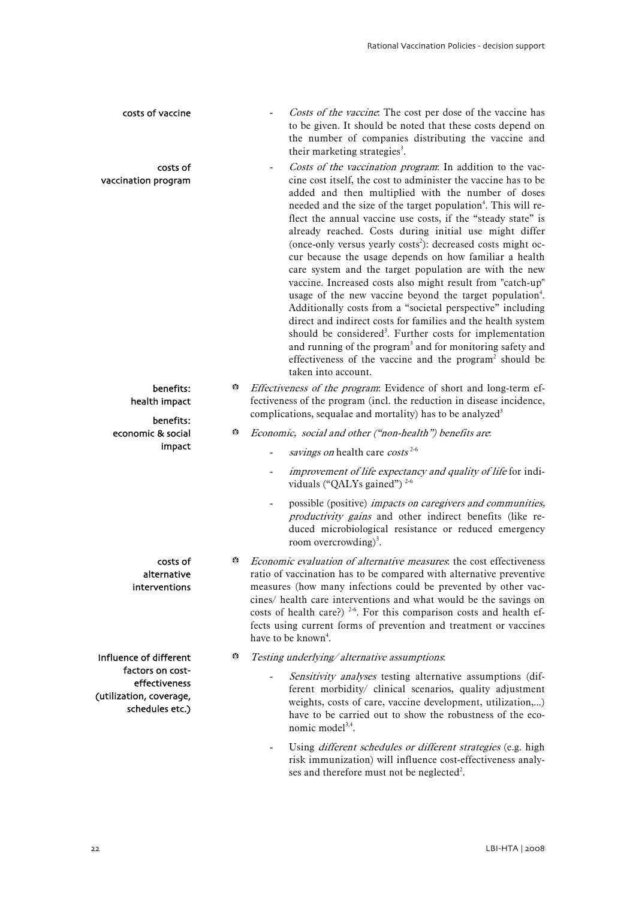costs of vaccine

- *Costs of the vaccine*: The cost per dose of the vaccine has to be given. It should be noted that these costs depend on the number of companies distributing the vaccine and their marketing strategies[3].

costs of vaccination program

- *Costs of the vaccination program*: In addition to the vaccine cost itself, the cost to administer the vaccine has to be added and then multiplied with the number of doses needed and the size of the target population[4]. This will reflect the annual vaccine use costs, if the "steady state" is already reached. Costs during initial use might differ (once-only versus yearly costs[2]): decreased costs might occur because the usage depends on how familiar a health care system and the target population are with the new vaccine. Increased costs also might result from "catch-up" usage of the new vaccine beyond the target population[4]. Additionally costs from a "societal perspective" including direct and indirect costs for families and the health system should be considered[3]. Further costs for implementation and running of the program[3] and for monitoring safety and effectiveness of the vaccine and the program[2] should be taken into account.

benefits: health impact

- *Effectiveness of the program*: Evidence of short and long-term effectiveness of the program (incl. the reduction in disease incidence, complications, sequalae and mortality) has to be analyzed[3]

benefits: economic & social impact

- *Economic, social and other ("non-health") benefits are*:
  - *savings on* health care *costs* [2-6]
  - *improvement of life expectancy and quality of life* for individuals ("QALYs gained") [2-6]
  - possible (positive) *impacts on caregivers and communities, productivity gains* and other indirect benefits (like reduced microbiological resistance or reduced emergency room overcrowding)[3].

costs of alternative interventions

- *Economic evaluation of alternative measures*: the cost effectiveness ratio of vaccination has to be compared with alternative preventive measures (how many infections could be prevented by other vaccines/ health care interventions and what would be the savings on costs of health care?) [2-6]. For this comparison costs and health effects using current forms of prevention and treatment or vaccines have to be known[4].

Influence of different factors on cost-effectiveness (utilization, coverage, schedules etc.)

- *Testing underlying/ alternative assumptions*:
  - *Sensitivity analyses* testing alternative assumptions (different morbidity/ clinical scenarios, quality adjustment weights, costs of care, vaccine development, utilization,...) have to be carried out to show the robustness of the economic model[3,4].
  - Using *different schedules or different strategies* (e.g. high risk immunization) will influence cost-effectiveness analyses and therefore must not be neglected[2].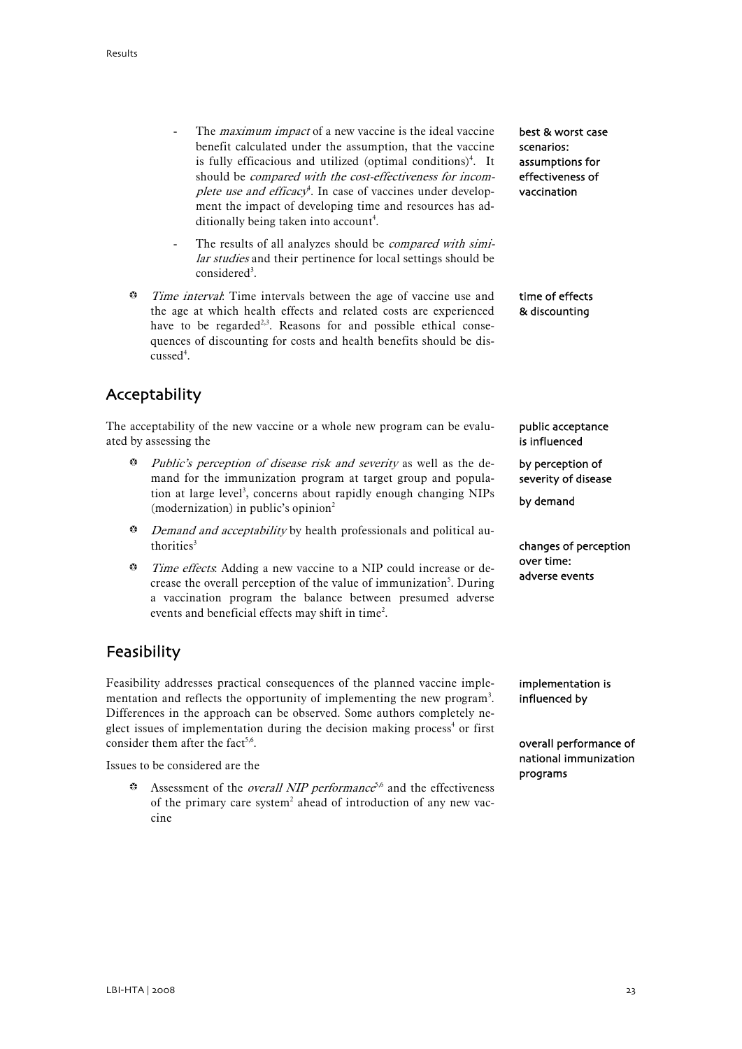- The *maximum impact* of a new vaccine is the ideal vaccine benefit calculated under the assumption, that the vaccine is fully efficacious and utilized (optimal conditions)[4]. It should be *compared with the cost-effectiveness for incomplete use and efficacy*[4]. In case of vaccines under development the impact of developing time and resources has additionally being taken into account[4].

- The results of all analyzes should be *compared with similar studies* and their pertinence for local settings should be considered[3].

best & worst case scenarios: assumptions for effectiveness of vaccination

- *Time interval*: Time intervals between the age of vaccine use and the age at which health effects and related costs are experienced have to be regarded[2,3]. Reasons for and possible ethical consequences of discounting for costs and health benefits should be discussed[4].

time of effects & discounting

## Acceptability

The acceptability of the new vaccine or a whole new program can be evaluated by assessing the

public acceptance is influenced

- *Public's perception of disease risk and severity* as well as the demand for the immunization program at target group and population at large level[3], concerns about rapidly enough changing NIPs (modernization) in public's opinion[2]

by perception of severity of disease

by demand

- *Demand and acceptability* by health professionals and political authorities[3]

- *Time effects*: Adding a new vaccine to a NIP could increase or decrease the overall perception of the value of immunization[5]. During a vaccination program the balance between presumed adverse events and beneficial effects may shift in time[2].

changes of perception over time: adverse events

## Feasibility

Feasibility addresses practical consequences of the planned vaccine implementation and reflects the opportunity of implementing the new program[3]. Differences in the approach can be observed. Some authors completely neglect issues of implementation during the decision making process[4] or first consider them after the fact[5,6].

implementation is influenced by

Issues to be considered are the

- Assessment of the *overall NIP performance*[5,6] and the effectiveness of the primary care system[2] ahead of introduction of any new vaccine

overall performance of national immunization programs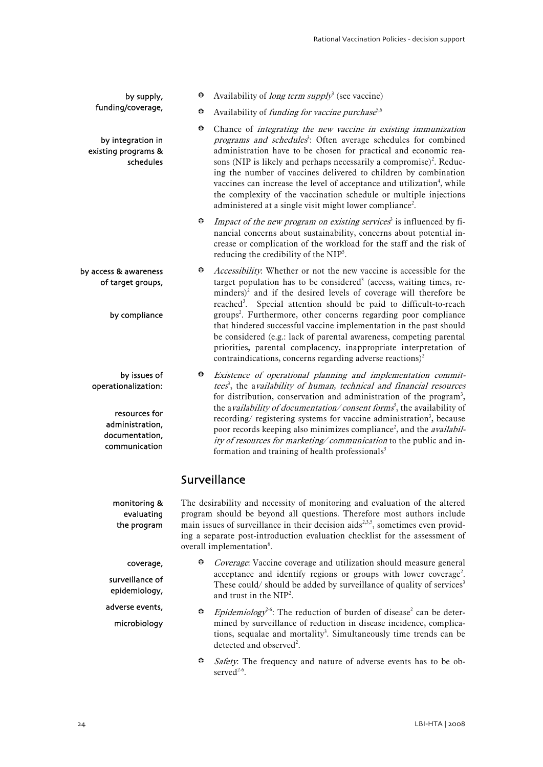by supply, funding/coverage,

- Availability of *long term supply*[3] (see vaccine)
- Availability of *funding for vaccine purchase*[5,6]

by integration in existing programs & schedules

- Chance of *integrating the new vaccine in existing immunization programs and schedules*[3]: Often average schedules for combined administration have to be chosen for practical and economic reasons (NIP is likely and perhaps necessarily a compromise)[2]. Reducing the number of vaccines delivered to children by combination vaccines can increase the level of acceptance and utilization[4], while the complexity of the vaccination schedule or multiple injections administered at a single visit might lower compliance[2].
- *Impact of the new program on existing services*[3] is influenced by financial concerns about sustainability, concerns about potential increase or complication of the workload for the staff and the risk of reducing the credibility of the NIP[5].

by access & awareness of target groups,

by compliance

- *Accessibility*: Whether or not the new vaccine is accessible for the target population has to be considered[3] (access, waiting times, reminders)[2] and if the desired levels of coverage will therefore be reached[3]. Special attention should be paid to difficult-to-reach groups[2]. Furthermore, other concerns regarding poor compliance that hindered successful vaccine implementation in the past should be considered (e.g.: lack of parental awareness, competing parental priorities, parental complacency, inappropriate interpretation of contraindications, concerns regarding adverse reactions)[2]

by issues of operationalization:

resources for administration, documentation, communication

- *Existence of operational planning and implementation committees*[3], the a*vailability of human, technical and financial resources* for distribution, conservation and administration of the program[3], the a*vailability of documentation/ consent forms*[3], the availability of recording/ registering systems for vaccine administration[3], because poor records keeping also minimizes compliance[2], and the *availability of resources for marketing/ communication* to the public and information and training of health professionals[3]

## Surveillance

monitoring & evaluating the program

The desirability and necessity of monitoring and evaluation of the altered program should be beyond all questions. Therefore most authors include main issues of surveillance in their decision aids[2,3,5], sometimes even providing a separate post-introduction evaluation checklist for the assessment of overall implementation[6].

coverage,

surveillance of epidemiology,

adverse events,

microbiology

- *Coverage*: Vaccine coverage and utilization should measure general acceptance and identify regions or groups with lower coverage[2]. These could/ should be added by surveillance of quality of services[3] and trust in the NIP[2].
- *Epidemiology*[2-6]: The reduction of burden of disease[2] can be determined by surveillance of reduction in disease incidence, complications, sequalae and mortality[3]. Simultaneously time trends can be detected and observed[2].
- *Safety*: The frequency and nature of adverse events has to be observed[2-6].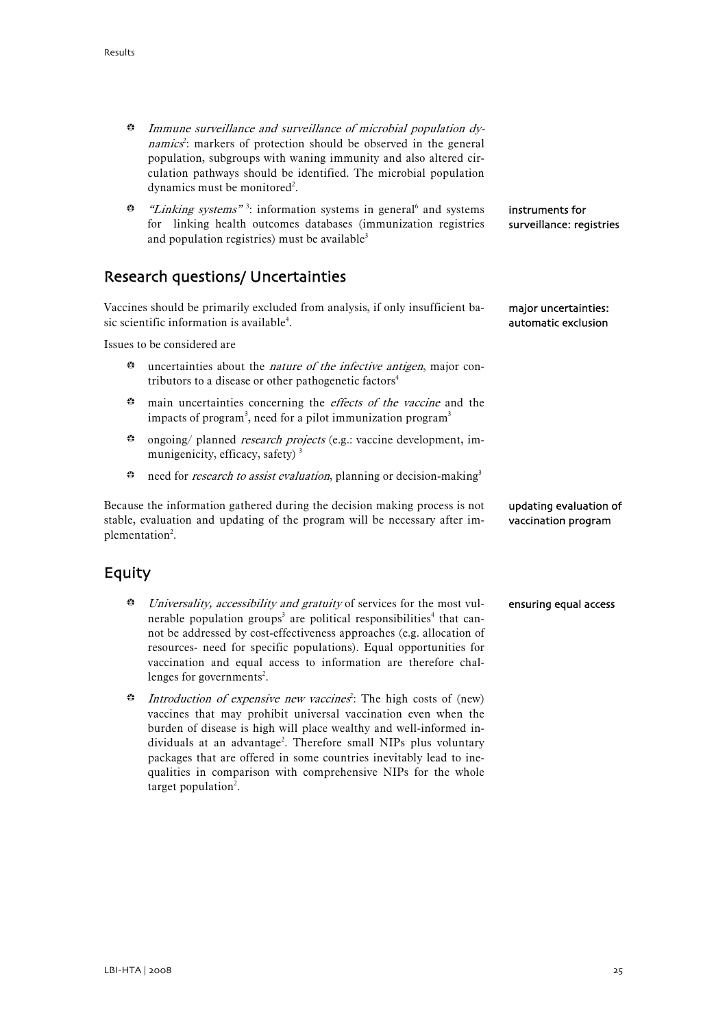- *Immune surveillance and surveillance of microbial population dynamics*[2]: markers of protection should be observed in the general population, subgroups with waning immunity and also altered circulation pathways should be identified. The microbial population dynamics must be monitored[2].
- *"Linking systems"* [3]: information systems in general[6] and systems for linking health outcomes databases (immunization registries and population registries) must be available[3]

**instruments for surveillance: registries**

## Research questions/ Uncertainties

**major uncertainties: automatic exclusion**

Vaccines should be primarily excluded from analysis, if only insufficient basic scientific information is available[4].

Issues to be considered are

- uncertainties about the *nature of the infective antigen*, major contributors to a disease or other pathogenetic factors[4]
- main uncertainties concerning the *effects of the vaccine* and the impacts of program[3], need for a pilot immunization program[3]
- ongoing/ planned *research projects* (e.g.: vaccine development, immunigenicity, efficacy, safety) [3]
- need for *research to assist evaluation*, planning or decision-making[3]

**updating evaluation of vaccination program**

Because the information gathered during the decision making process is not stable, evaluation and updating of the program will be necessary after implementation[2].

## Equity

**ensuring equal access**

- *Universality, accessibility and gratuity* of services for the most vulnerable population groups[3] are political responsibilities[4] that cannot be addressed by cost-effectiveness approaches (e.g. allocation of resources- need for specific populations). Equal opportunities for vaccination and equal access to information are therefore challenges for governments[2].
- *Introduction of expensive new vaccines*[2]: The high costs of (new) vaccines that may prohibit universal vaccination even when the burden of disease is high will place wealthy and well-informed individuals at an advantage[2]. Therefore small NIPs plus voluntary packages that are offered in some countries inevitably lead to inequalities in comparison with comprehensive NIPs for the whole target population[2].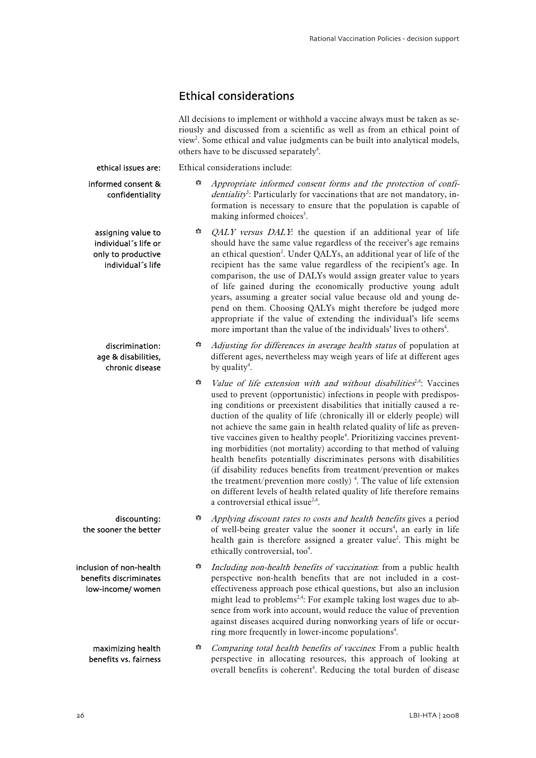## Ethical considerations

All decisions to implement or withhold a vaccine always must be taken as seriously and discussed from a scientific as well as from an ethical point of view[2]. Some ethical and value judgments can be built into analytical models, others have to be discussed separately[4].

ethical issues are:

Ethical considerations include:

informed consent & confidentiality

- *Appropriate informed consent forms and the protection of confidentiality*[2]: Particularly for vaccinations that are not mandatory, information is necessary to ensure that the population is capable of making informed choices[3].

assigning value to individual´s life or only to productive individual´s life

- *QALY versus DALY*: the question if an additional year of life should have the same value regardless of the receiver's age remains an ethical question[2]. Under QALYs, an additional year of life of the recipient has the same value regardless of the recipient's age. In comparison, the use of DALYs would assign greater value to years of life gained during the economically productive young adult years, assuming a greater social value because old and young depend on them. Choosing QALYs might therefore be judged more appropriate if the value of extending the individual's life seems more important than the value of the individuals' lives to others[4].

discrimination: age & disabilities, chronic disease

- *Adjusting for differences in average health status* of population at different ages, nevertheless may weigh years of life at different ages by quality[4].
- *Value of life extension with and without disabilities*[2,4]: Vaccines used to prevent (opportunistic) infections in people with predisposing conditions or preexistent disabilities that initially caused a reduction of the quality of life (chronically ill or elderly people) will not achieve the same gain in health related quality of life as preventive vaccines given to healthy people[4]. Prioritizing vaccines preventing morbidities (not mortality) according to that method of valuing health benefits potentially discriminates persons with disabilities (if disability reduces benefits from treatment/prevention or makes the treatment/prevention more costly) [4]. The value of life extension on different levels of health related quality of life therefore remains a controversial ethical issue[2,4].

discounting: the sooner the better

- *Applying discount rates to costs and health benefits* gives a period of well-being greater value the sooner it occurs[4], an early in life health gain is therefore assigned a greater value[2]. This might be ethically controversial, too[4].

inclusion of non-health benefits discriminates low-income/ women

- *Including non-health benefits of vaccination*: from a public health perspective non-health benefits that are not included in a cost-effectiveness approach pose ethical questions, but also an inclusion might lead to problems[2,4]: For example taking lost wages due to absence from work into account, would reduce the value of prevention against diseases acquired during nonworking years of life or occurring more frequently in lower-income populations[4].

maximizing health benefits vs. fairness

- *Comparing total health benefits of vaccines*: From a public health perspective in allocating resources, this approach of looking at overall benefits is coherent[4]. Reducing the total burden of disease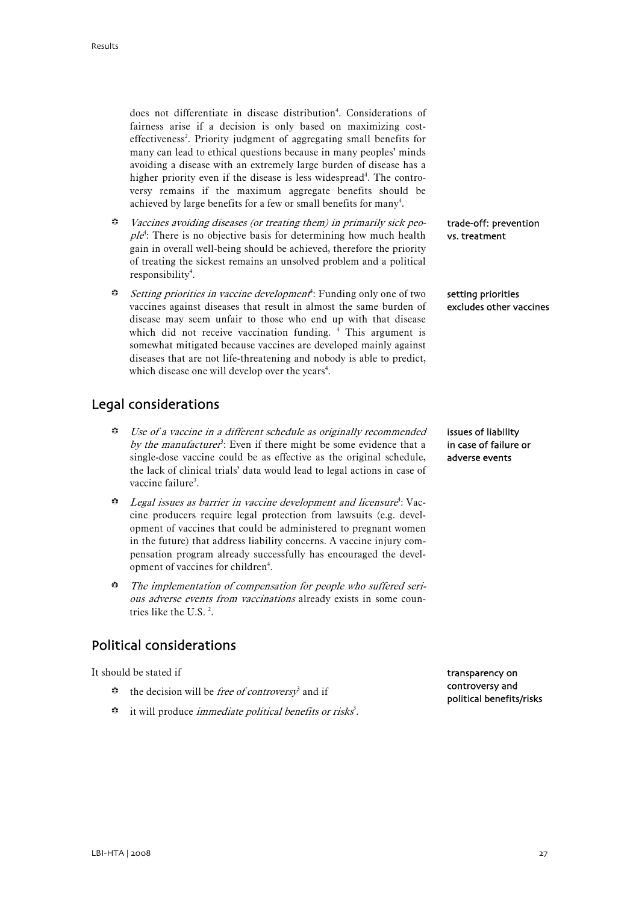does not differentiate in disease distribution[4]. Considerations of fairness arise if a decision is only based on maximizing cost-effectiveness[2]. Priority judgment of aggregating small benefits for many can lead to ethical questions because in many peoples' minds avoiding a disease with an extremely large burden of disease has a higher priority even if the disease is less widespread[4]. The controversy remains if the maximum aggregate benefits should be achieved by large benefits for a few or small benefits for many[4].

- *Vaccines avoiding diseases (or treating them) in primarily sick people*[4]: There is no objective basis for determining how much health gain in overall well-being should be achieved, therefore the priority of treating the sickest remains an unsolved problem and a political responsibility[4].

trade-off: prevention vs. treatment

- *Setting priorities in vaccine development*[4]: Funding only one of two vaccines against diseases that result in almost the same burden of disease may seem unfair to those who end up with that disease which did not receive vaccination funding. [4] This argument is somewhat mitigated because vaccines are developed mainly against diseases that are not life-threatening and nobody is able to predict, which disease one will develop over the years[4].

setting priorities excludes other vaccines

## Legal considerations

- *Use of a vaccine in a different schedule as originally recommended by the manufacturer*[3]: Even if there might be some evidence that a single-dose vaccine could be as effective as the original schedule, the lack of clinical trials' data would lead to legal actions in case of vaccine failure[3].

issues of liability in case of failure or adverse events

- *Legal issues as barrier in vaccine development and licensure*[4]: Vaccine producers require legal protection from lawsuits (e.g. development of vaccines that could be administered to pregnant women in the future) that address liability concerns. A vaccine injury compensation program already successfully has encouraged the development of vaccines for children[4].
- *The implementation of compensation for people who suffered serious adverse events from vaccinations* already exists in some countries like the U.S. [2].

## Political considerations

It should be stated if

- the decision will be *free of controversy*[3] and if
- it will produce *immediate political benefits or risks*[3].

transparency on controversy and political benefits/risks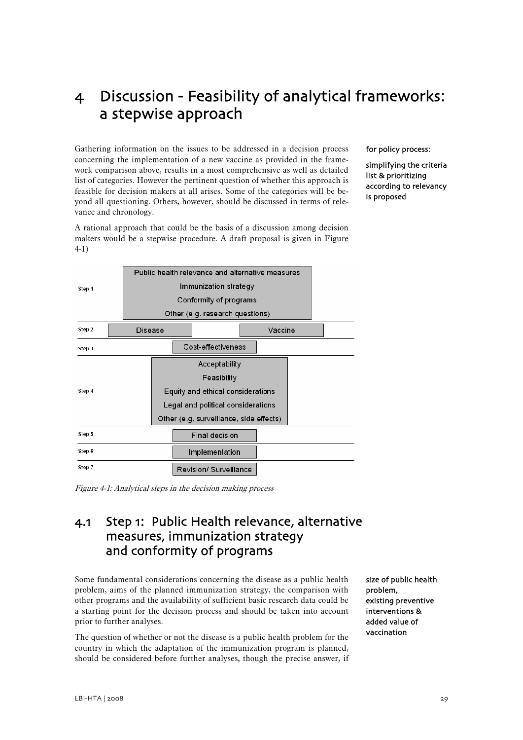# 4 Discussion - Feasibility of analytical frameworks: a stepwise approach

Gathering information on the issues to be addressed in a decision process concerning the implementation of a new vaccine as provided in the framework comparison above, results in a most comprehensive as well as detailed list of categories. However the pertinent question of whether this approach is feasible for decision makers at all arises. Some of the categories will be beyond all questioning. Others, however, should be discussed in terms of relevance and chronology.

**for policy process:**

**simplifying the criteria list & prioritizing according to relevancy is proposed**

A rational approach that could be the basis of a discussion among decision makers would be a stepwise procedure. A draft proposal is given in Figure 4-1)

| Step | Content |
|---|---|
| Step 1 | Public health relevance and alternative measures<br>Immunization strategy<br>Conformity of programs<br>Other (e.g. research questions) |
| Step 2 | Disease; Vaccine |
| Step 3 | Cost-effectiveness |
| Step 4 | Acceptability<br>Feasibility<br>Equity and ethical considerations<br>Legal and political considerations<br>Other (e.g. surveillance, side effects) |
| Step 5 | Final decision |
| Step 6 | Implementation |
| Step 7 | Revision/ Surveillance |

*Figure 4-1: Analytical steps in the decision making process*

## 4.1 Step 1: Public Health relevance, alternative measures, immunization strategy and conformity of programs

Some fundamental considerations concerning the disease as a public health problem, aims of the planned immunization strategy, the comparison with other programs and the availability of sufficient basic research data could be a starting point for the decision process and should be taken into account prior to further analyses.

**size of public health problem, existing preventive interventions & added value of vaccination**

The question of whether or not the disease is a public health problem for the country in which the adaptation of the immunization program is planned, should be considered before further analyses, though the precise answer, if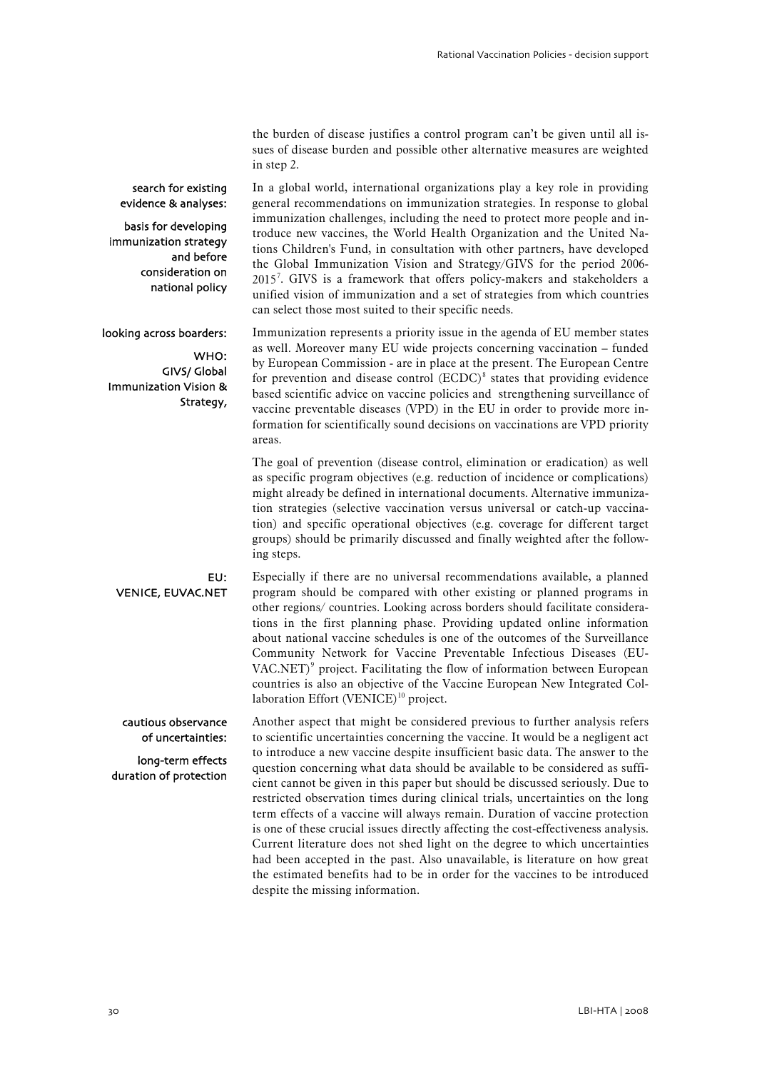the burden of disease justifies a control program can't be given until all issues of disease burden and possible other alternative measures are weighted in step 2.

**search for existing evidence & analyses:**

**basis for developing immunization strategy and before consideration on national policy**

In a global world, international organizations play a key role in providing general recommendations on immunization strategies. In response to global immunization challenges, including the need to protect more people and introduce new vaccines, the World Health Organization and the United Nations Children's Fund, in consultation with other partners, have developed the Global Immunization Vision and Strategy/GIVS for the period 2006-2015[7]. GIVS is a framework that offers policy-makers and stakeholders a unified vision of immunization and a set of strategies from which countries can select those most suited to their specific needs.

**looking across boarders:**

**WHO: GIVS/ Global Immunization Vision & Strategy,**

Immunization represents a priority issue in the agenda of EU member states as well. Moreover many EU wide projects concerning vaccination – funded by European Commission - are in place at the present. The European Centre for prevention and disease control (ECDC)[8] states that providing evidence based scientific advice on vaccine policies and strengthening surveillance of vaccine preventable diseases (VPD) in the EU in order to provide more information for scientifically sound decisions on vaccinations are VPD priority areas.

The goal of prevention (disease control, elimination or eradication) as well as specific program objectives (e.g. reduction of incidence or complications) might already be defined in international documents. Alternative immunization strategies (selective vaccination versus universal or catch-up vaccination) and specific operational objectives (e.g. coverage for different target groups) should be primarily discussed and finally weighted after the following steps.

**EU: VENICE, EUVAC.NET**

Especially if there are no universal recommendations available, a planned program should be compared with other existing or planned programs in other regions/ countries. Looking across borders should facilitate considerations in the first planning phase. Providing updated online information about national vaccine schedules is one of the outcomes of the Surveillance Community Network for Vaccine Preventable Infectious Diseases (EUVAC.NET)[9] project. Facilitating the flow of information between European countries is also an objective of the Vaccine European New Integrated Collaboration Effort (VENICE)[10] project.

**cautious observance of uncertainties:**

**long-term effects duration of protection**

Another aspect that might be considered previous to further analysis refers to scientific uncertainties concerning the vaccine. It would be a negligent act to introduce a new vaccine despite insufficient basic data. The answer to the question concerning what data should be available to be considered as sufficient cannot be given in this paper but should be discussed seriously. Due to restricted observation times during clinical trials, uncertainties on the long term effects of a vaccine will always remain. Duration of vaccine protection is one of these crucial issues directly affecting the cost-effectiveness analysis. Current literature does not shed light on the degree to which uncertainties had been accepted in the past. Also unavailable, is literature on how great the estimated benefits had to be in order for the vaccines to be introduced despite the missing information.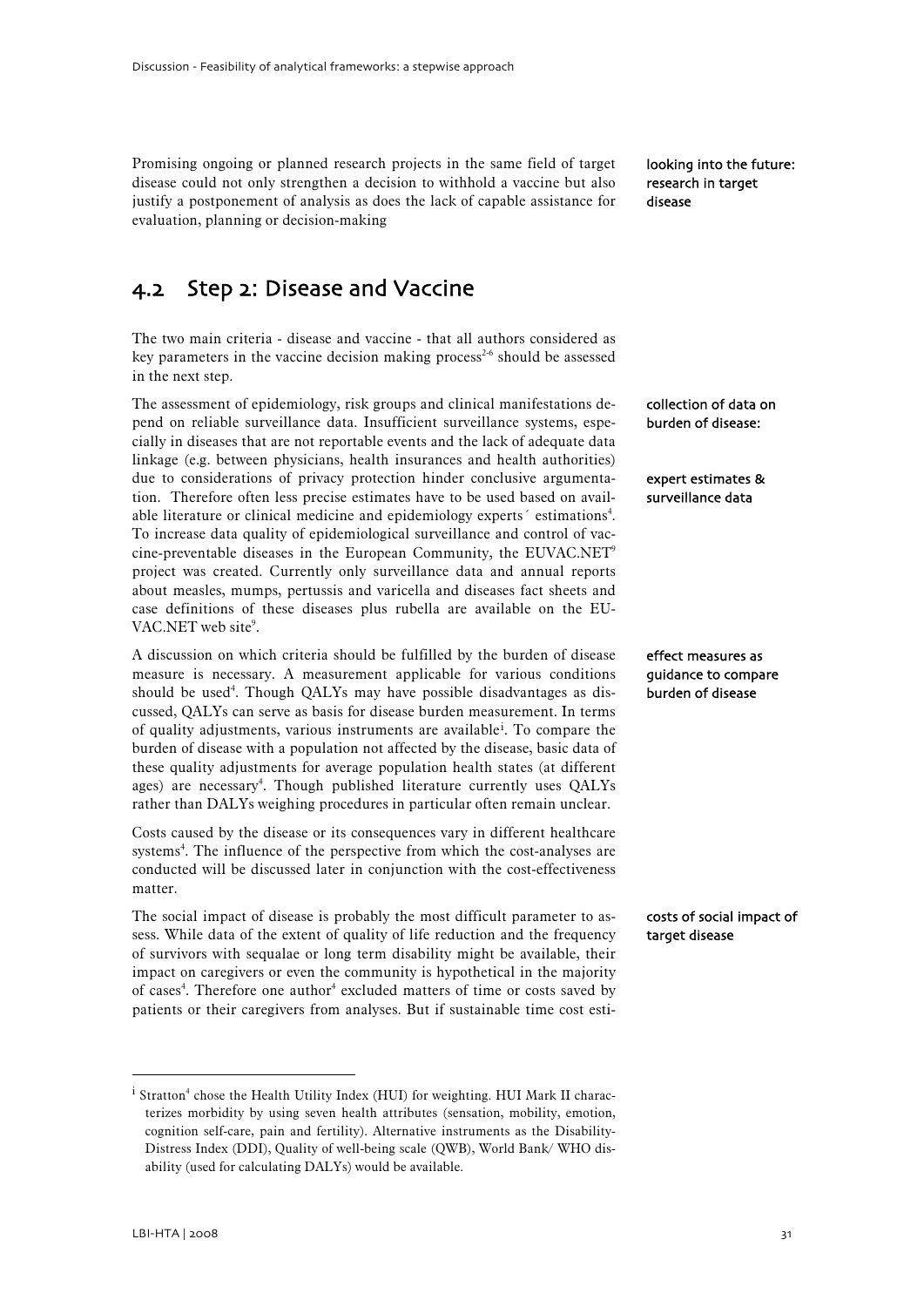Promising ongoing or planned research projects in the same field of target disease could not only strengthen a decision to withhold a vaccine but also justify a postponement of analysis as does the lack of capable assistance for evaluation, planning or decision-making

looking into the future: research in target disease

## 4.2 Step 2: Disease and Vaccine

The two main criteria - disease and vaccine - that all authors considered as key parameters in the vaccine decision making process[2-6] should be assessed in the next step.

collection of data on burden of disease:

expert estimates & surveillance data

The assessment of epidemiology, risk groups and clinical manifestations depend on reliable surveillance data. Insufficient surveillance systems, especially in diseases that are not reportable events and the lack of adequate data linkage (e.g. between physicians, health insurances and health authorities) due to considerations of privacy protection hinder conclusive argumentation. Therefore often less precise estimates have to be used based on available literature or clinical medicine and epidemiology experts´ estimations[4]. To increase data quality of epidemiological surveillance and control of vaccine-preventable diseases in the European Community, the EUVAC.NET[9] project was created. Currently only surveillance data and annual reports about measles, mumps, pertussis and varicella and diseases fact sheets and case definitions of these diseases plus rubella are available on the EUVAC.NET web site[9].

effect measures as guidance to compare burden of disease

A discussion on which criteria should be fulfilled by the burden of disease measure is necessary. A measurement applicable for various conditions should be used[4]. Though QALYs may have possible disadvantages as discussed, QALYs can serve as basis for disease burden measurement. In terms of quality adjustments, various instruments are available[i]. To compare the burden of disease with a population not affected by the disease, basic data of these quality adjustments for average population health states (at different ages) are necessary[4]. Though published literature currently uses QALYs rather than DALYs weighing procedures in particular often remain unclear.

Costs caused by the disease or its consequences vary in different healthcare systems[4]. The influence of the perspective from which the cost-analyses are conducted will be discussed later in conjunction with the cost-effectiveness matter.

costs of social impact of target disease

The social impact of disease is probably the most difficult parameter to assess. While data of the extent of quality of life reduction and the frequency of survivors with sequalae or long term disability might be available, their impact on caregivers or even the community is hypothetical in the majority of cases[4]. Therefore one author[4] excluded matters of time or costs saved by patients or their caregivers from analyses. But if sustainable time cost esti-

[i] Stratton[4] chose the Health Utility Index (HUI) for weighting. HUI Mark II characterizes morbidity by using seven health attributes (sensation, mobility, emotion, cognition self-care, pain and fertility). Alternative instruments as the Disability-Distress Index (DDI), Quality of well-being scale (QWB), World Bank/ WHO disability (used for calculating DALYs) would be available.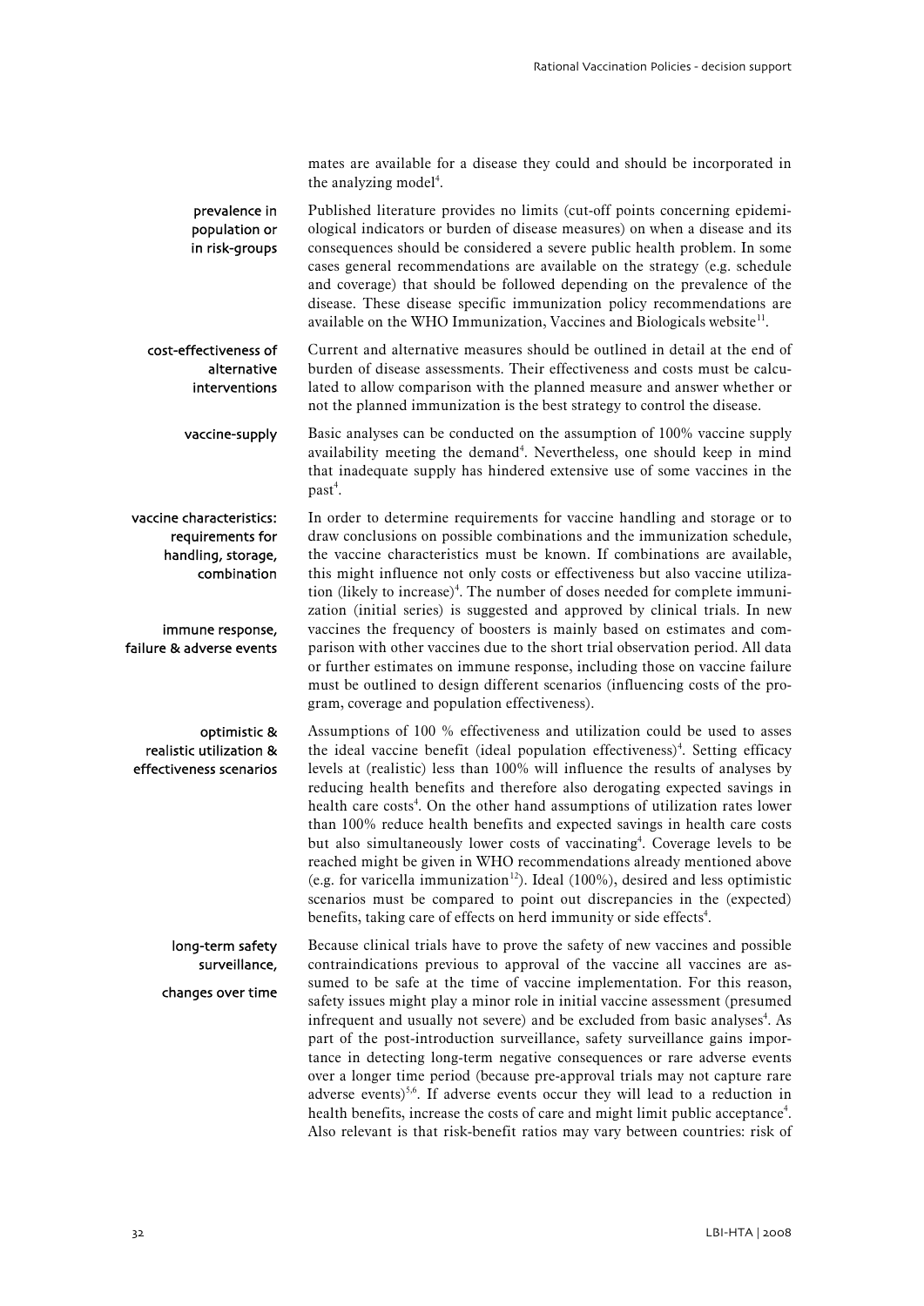mates are available for a disease they could and should be incorporated in the analyzing model[4].

**prevalence in population or in risk-groups**

Published literature provides no limits (cut-off points concerning epidemiological indicators or burden of disease measures) on when a disease and its consequences should be considered a severe public health problem. In some cases general recommendations are available on the strategy (e.g. schedule and coverage) that should be followed depending on the prevalence of the disease. These disease specific immunization policy recommendations are available on the WHO Immunization, Vaccines and Biologicals website[11].

**cost-effectiveness of alternative interventions**

Current and alternative measures should be outlined in detail at the end of burden of disease assessments. Their effectiveness and costs must be calculated to allow comparison with the planned measure and answer whether or not the planned immunization is the best strategy to control the disease.

**vaccine-supply**

Basic analyses can be conducted on the assumption of 100% vaccine supply availability meeting the demand[4]. Nevertheless, one should keep in mind that inadequate supply has hindered extensive use of some vaccines in the past[4].

**vaccine characteristics: requirements for handling, storage, combination**

**immune response, failure & adverse events**

In order to determine requirements for vaccine handling and storage or to draw conclusions on possible combinations and the immunization schedule, the vaccine characteristics must be known. If combinations are available, this might influence not only costs or effectiveness but also vaccine utilization (likely to increase)[4]. The number of doses needed for complete immunization (initial series) is suggested and approved by clinical trials. In new vaccines the frequency of boosters is mainly based on estimates and comparison with other vaccines due to the short trial observation period. All data or further estimates on immune response, including those on vaccine failure must be outlined to design different scenarios (influencing costs of the program, coverage and population effectiveness).

**optimistic & realistic utilization & effectiveness scenarios**

Assumptions of 100 % effectiveness and utilization could be used to asses the ideal vaccine benefit (ideal population effectiveness)[4]. Setting efficacy levels at (realistic) less than 100% will influence the results of analyses by reducing health benefits and therefore also derogating expected savings in health care costs[4]. On the other hand assumptions of utilization rates lower than 100% reduce health benefits and expected savings in health care costs but also simultaneously lower costs of vaccinating[4]. Coverage levels to be reached might be given in WHO recommendations already mentioned above (e.g. for varicella immunization[12]). Ideal (100%), desired and less optimistic scenarios must be compared to point out discrepancies in the (expected) benefits, taking care of effects on herd immunity or side effects[4].

**long-term safety surveillance,**

**changes over time**

Because clinical trials have to prove the safety of new vaccines and possible contraindications previous to approval of the vaccine all vaccines are assumed to be safe at the time of vaccine implementation. For this reason, safety issues might play a minor role in initial vaccine assessment (presumed infrequent and usually not severe) and be excluded from basic analyses[4]. As part of the post-introduction surveillance, safety surveillance gains importance in detecting long-term negative consequences or rare adverse events over a longer time period (because pre-approval trials may not capture rare adverse events)[5,6]. If adverse events occur they will lead to a reduction in health benefits, increase the costs of care and might limit public acceptance[4]. Also relevant is that risk-benefit ratios may vary between countries: risk of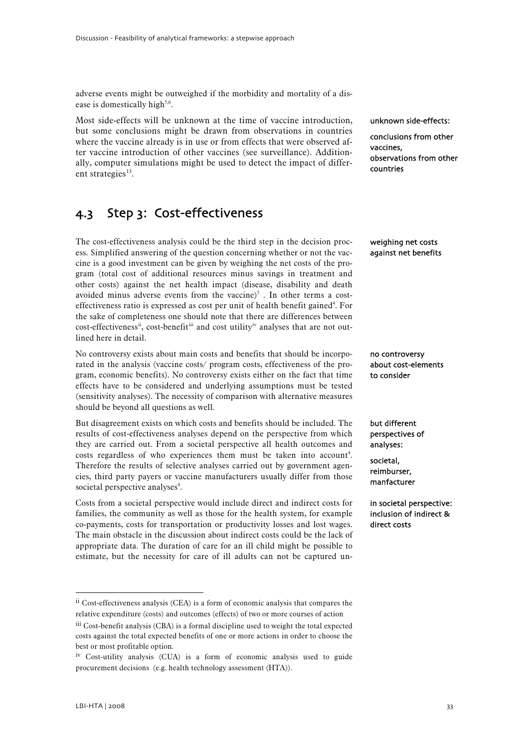adverse events might be outweighed if the morbidity and mortality of a disease is domestically high[5,6].

Most side-effects will be unknown at the time of vaccine introduction, but some conclusions might be drawn from observations in countries where the vaccine already is in use or from effects that were observed after vaccine introduction of other vaccines (see surveillance). Additionally, computer simulations might be used to detect the impact of different strategies[13].

unknown side-effects:

conclusions from other vaccines, observations from other countries

## 4.3 Step 3: Cost-effectiveness

The cost-effectiveness analysis could be the third step in the decision process. Simplified answering of the question concerning whether or not the vaccine is a good investment can be given by weighing the net costs of the program (total cost of additional resources minus savings in treatment and other costs) against the net health impact (disease, disability and death avoided minus adverse events from the vaccine)[5] . In other terms a cost-effectiveness ratio is expressed as cost per unit of health benefit gained[4]. For the sake of completeness one should note that there are differences between cost-effectiveness[ii], cost-benefit[iii] and cost utility[iv] analyses that are not outlined here in detail.

weighing net costs against net benefits

No controversy exists about main costs and benefits that should be incorporated in the analysis (vaccine costs/ program costs, effectiveness of the program, economic benefits). No controversy exists either on the fact that time effects have to be considered and underlying assumptions must be tested (sensitivity analyses). The necessity of comparison with alternative measures should be beyond all questions as well.

no controversy about cost-elements to consider

But disagreement exists on which costs and benefits should be included. The results of cost-effectiveness analyses depend on the perspective from which they are carried out. From a societal perspective all health outcomes and costs regardless of who experiences them must be taken into account[4]. Therefore the results of selective analyses carried out by government agencies, third party payers or vaccine manufacturers usually differ from those societal perspective analyses[4].

but different perspectives of analyses:

societal, reimburser, manfacturer

Costs from a societal perspective would include direct and indirect costs for families, the community as well as those for the health system, for example co-payments, costs for transportation or productivity losses and lost wages. The main obstacle in the discussion about indirect costs could be the lack of appropriate data. The duration of care for an ill child might be possible to estimate, but the necessity for care of ill adults can not be captured un-

in societal perspective: inclusion of indirect & direct costs

---

[ii] Cost-effectiveness analysis (CEA) is a form of economic analysis that compares the relative expenditure (costs) and outcomes (effects) of two or more courses of action

[iii] Cost-benefit analysis (CBA) is a formal discipline used to weight the total expected costs against the total expected benefits of one or more actions in order to choose the best or most profitable option.

[iv] Cost-utility analysis (CUA) is a form of economic analysis used to guide procurement decisions (e.g. health technology assessment (HTA)).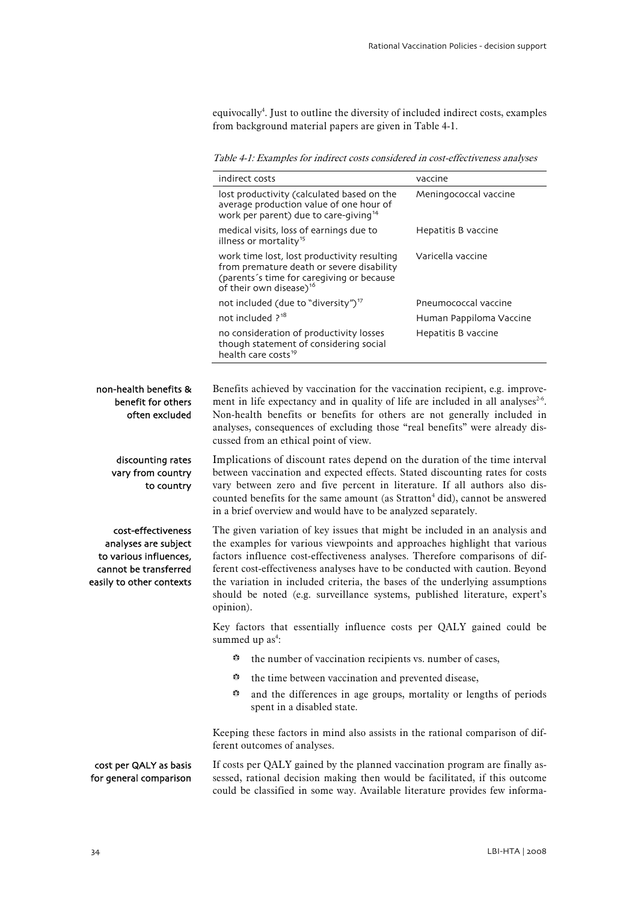equivocally[4]. Just to outline the diversity of included indirect costs, examples from background material papers are given in Table 4-1.

*Table 4-1: Examples for indirect costs considered in cost-effectiveness analyses*

| indirect costs | vaccine |
|---|---|
| lost productivity (calculated based on the average production value of one hour of work per parent) due to care-giving[14] | Meningococcal vaccine |
| medical visits, loss of earnings due to illness or mortality[15] | Hepatitis B vaccine |
| work time lost, lost productivity resulting from premature death or severe disability (parents´s time for caregiving or because of their own disease)[16] | Varicella vaccine |
| not included (due to "diversity")[17] | Pneumococcal vaccine |
| not included ?[18] | Human Pappiloma Vaccine |
| no consideration of productivity losses though statement of considering social health care costs[19] | Hepatitis B vaccine |

**non-health benefits & benefit for others often excluded**

Benefits achieved by vaccination for the vaccination recipient, e.g. improvement in life expectancy and in quality of life are included in all analyses[2-6]. Non-health benefits or benefits for others are not generally included in analyses, consequences of excluding those "real benefits" were already discussed from an ethical point of view.

**discounting rates vary from country to country**

Implications of discount rates depend on the duration of the time interval between vaccination and expected effects. Stated discounting rates for costs vary between zero and five percent in literature. If all authors also discounted benefits for the same amount (as Stratton[4] did), cannot be answered in a brief overview and would have to be analyzed separately.

**cost-effectiveness analyses are subject to various influences, cannot be transferred easily to other contexts**

The given variation of key issues that might be included in an analysis and the examples for various viewpoints and approaches highlight that various factors influence cost-effectiveness analyses. Therefore comparisons of different cost-effectiveness analyses have to be conducted with caution. Beyond the variation in included criteria, the bases of the underlying assumptions should be noted (e.g. surveillance systems, published literature, expert's opinion).

Key factors that essentially influence costs per QALY gained could be summed up as[4]:

- the number of vaccination recipients vs. number of cases,
- the time between vaccination and prevented disease,
- and the differences in age groups, mortality or lengths of periods spent in a disabled state.

Keeping these factors in mind also assists in the rational comparison of different outcomes of analyses.

**cost per QALY as basis for general comparison**

If costs per QALY gained by the planned vaccination program are finally assessed, rational decision making then would be facilitated, if this outcome could be classified in some way. Available literature provides few informa-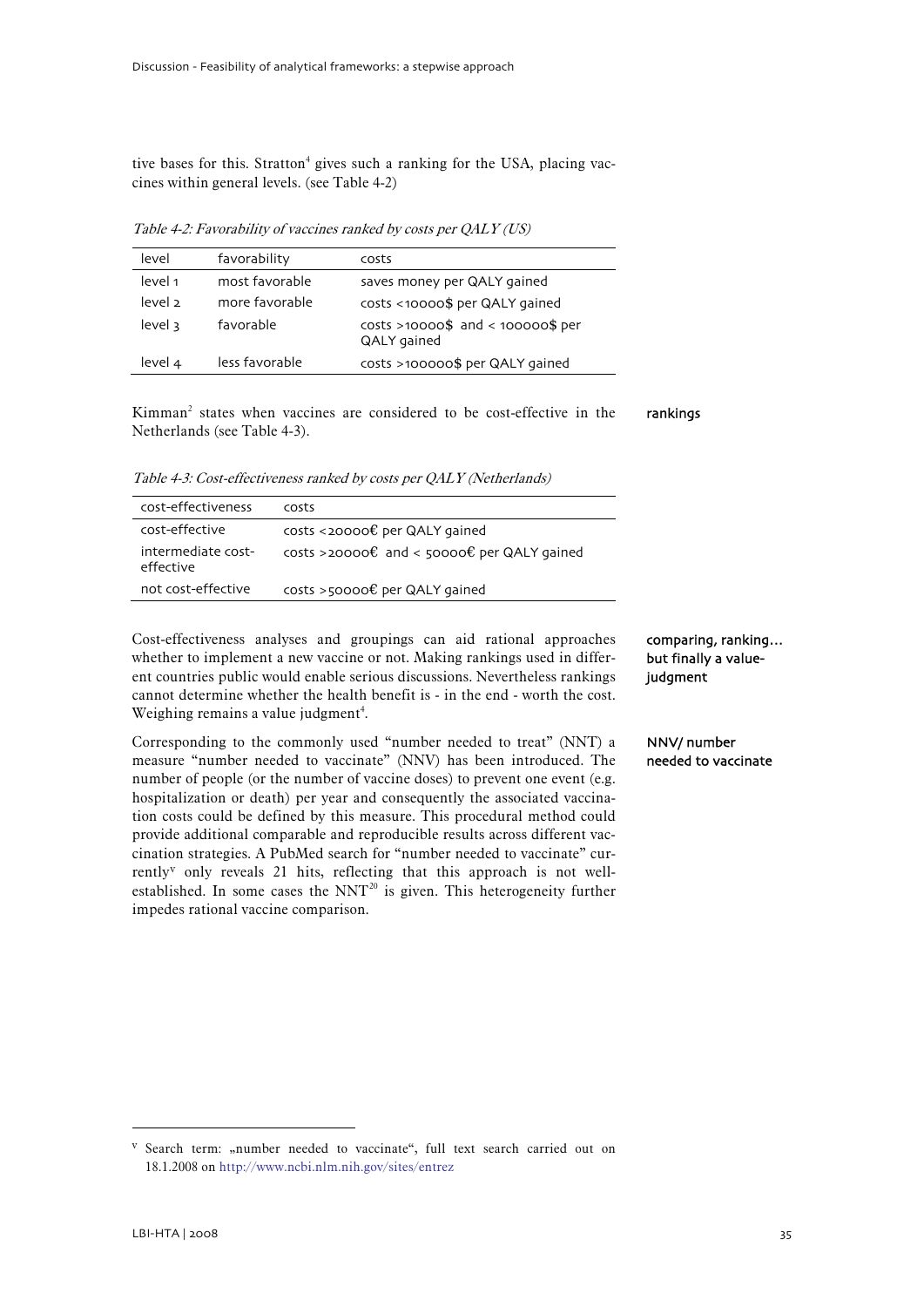tive bases for this. Stratton[4] gives such a ranking for the USA, placing vaccines within general levels. (see Table 4-2)

*Table 4-2: Favorability of vaccines ranked by costs per QALY (US)*

| level | favorability | costs |
|---|---|---|
| level 1 | most favorable | saves money per QALY gained |
| level 2 | more favorable | costs <10000$ per QALY gained |
| level 3 | favorable | costs >10000$ and < 100000$ per QALY gained |
| level 4 | less favorable | costs >100000$ per QALY gained |

**rankings**

Kimman[2] states when vaccines are considered to be cost-effective in the Netherlands (see Table 4-3).

*Table 4-3: Cost-effectiveness ranked by costs per QALY (Netherlands)*

| cost-effectiveness | costs |
|---|---|
| cost-effective | costs <20000€ per QALY gained |
| intermediate cost-effective | costs >20000€ and < 50000€ per QALY gained |
| not cost-effective | costs >50000€ per QALY gained |

**comparing, ranking… but finally a value-judgment**

Cost-effectiveness analyses and groupings can aid rational approaches whether to implement a new vaccine or not. Making rankings used in different countries public would enable serious discussions. Nevertheless rankings cannot determine whether the health benefit is - in the end - worth the cost. Weighing remains a value judgment[4].

**NNV/ number needed to vaccinate**

Corresponding to the commonly used "number needed to treat" (NNT) a measure "number needed to vaccinate" (NNV) has been introduced. The number of people (or the number of vaccine doses) to prevent one event (e.g. hospitalization or death) per year and consequently the associated vaccination costs could be defined by this measure. This procedural method could provide additional comparable and reproducible results across different vaccination strategies. A PubMed search for "number needed to vaccinate" currently[v] only reveals 21 hits, reflecting that this approach is not well-established. In some cases the NNT[20] is given. This heterogeneity further impedes rational vaccine comparison.

[v] Search term: „number needed to vaccinate", full text search carried out on 18.1.2008 on http://www.ncbi.nlm.nih.gov/sites/entrez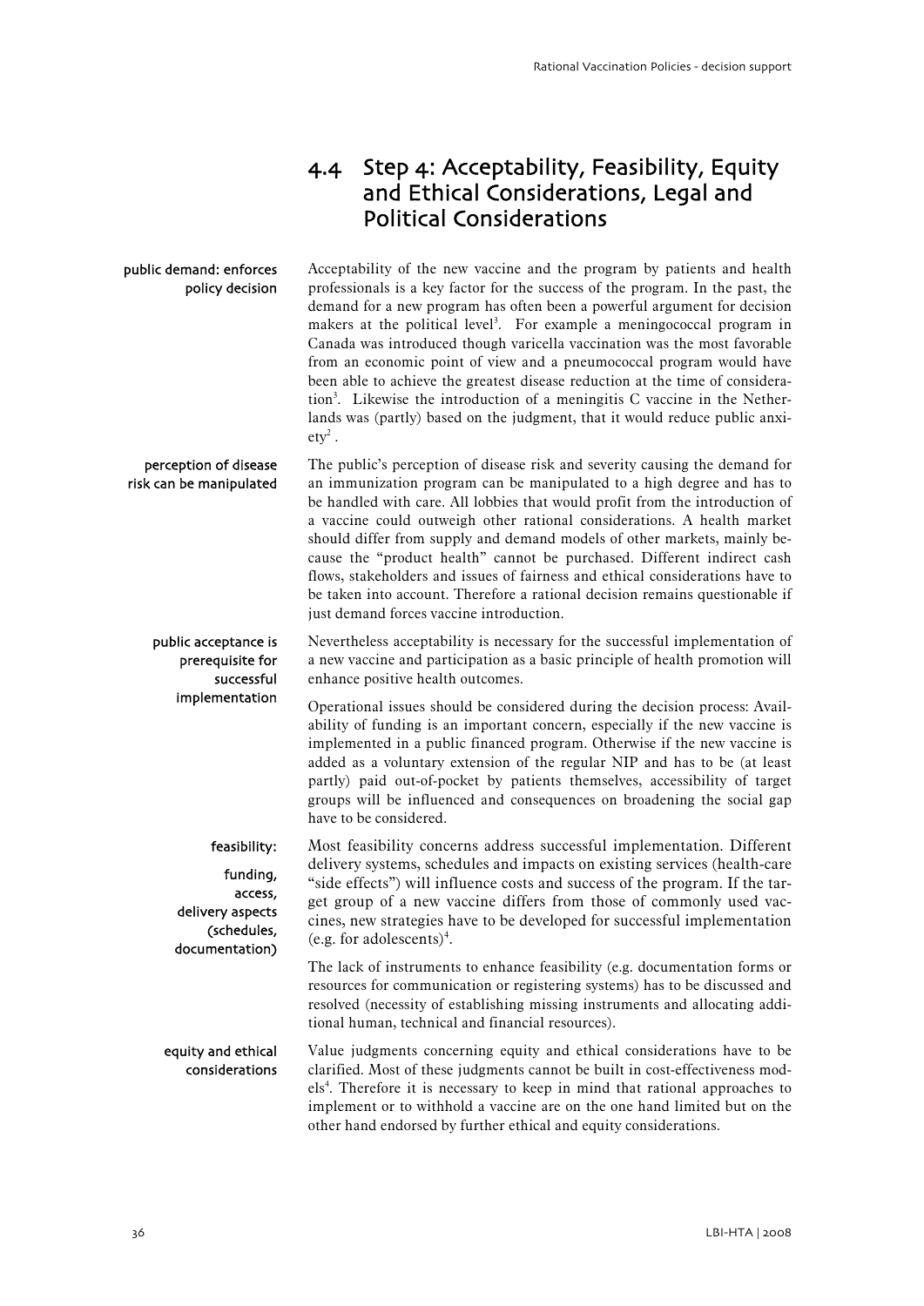## 4.4 Step 4: Acceptability, Feasibility, Equity and Ethical Considerations, Legal and Political Considerations

public demand: enforces policy decision

Acceptability of the new vaccine and the program by patients and health professionals is a key factor for the success of the program. In the past, the demand for a new program has often been a powerful argument for decision makers at the political level[3]. For example a meningococcal program in Canada was introduced though varicella vaccination was the most favorable from an economic point of view and a pneumococcal program would have been able to achieve the greatest disease reduction at the time of consideration[3]. Likewise the introduction of a meningitis C vaccine in the Netherlands was (partly) based on the judgment, that it would reduce public anxiety[2].

perception of disease risk can be manipulated

The public's perception of disease risk and severity causing the demand for an immunization program can be manipulated to a high degree and has to be handled with care. All lobbies that would profit from the introduction of a vaccine could outweigh other rational considerations. A health market should differ from supply and demand models of other markets, mainly because the "product health" cannot be purchased. Different indirect cash flows, stakeholders and issues of fairness and ethical considerations have to be taken into account. Therefore a rational decision remains questionable if just demand forces vaccine introduction.

public acceptance is prerequisite for successful implementation

Nevertheless acceptability is necessary for the successful implementation of a new vaccine and participation as a basic principle of health promotion will enhance positive health outcomes.

Operational issues should be considered during the decision process: Availability of funding is an important concern, especially if the new vaccine is implemented in a public financed program. Otherwise if the new vaccine is added as a voluntary extension of the regular NIP and has to be (at least partly) paid out-of-pocket by patients themselves, accessibility of target groups will be influenced and consequences on broadening the social gap have to be considered.

feasibility: funding, access, delivery aspects (schedules, documentation)

Most feasibility concerns address successful implementation. Different delivery systems, schedules and impacts on existing services (health-care "side effects") will influence costs and success of the program. If the target group of a new vaccine differs from those of commonly used vaccines, new strategies have to be developed for successful implementation (e.g. for adolescents)[4].

The lack of instruments to enhance feasibility (e.g. documentation forms or resources for communication or registering systems) has to be discussed and resolved (necessity of establishing missing instruments and allocating additional human, technical and financial resources).

equity and ethical considerations

Value judgments concerning equity and ethical considerations have to be clarified. Most of these judgments cannot be built in cost-effectiveness models[4]. Therefore it is necessary to keep in mind that rational approaches to implement or to withhold a vaccine are on the one hand limited but on the other hand endorsed by further ethical and equity considerations.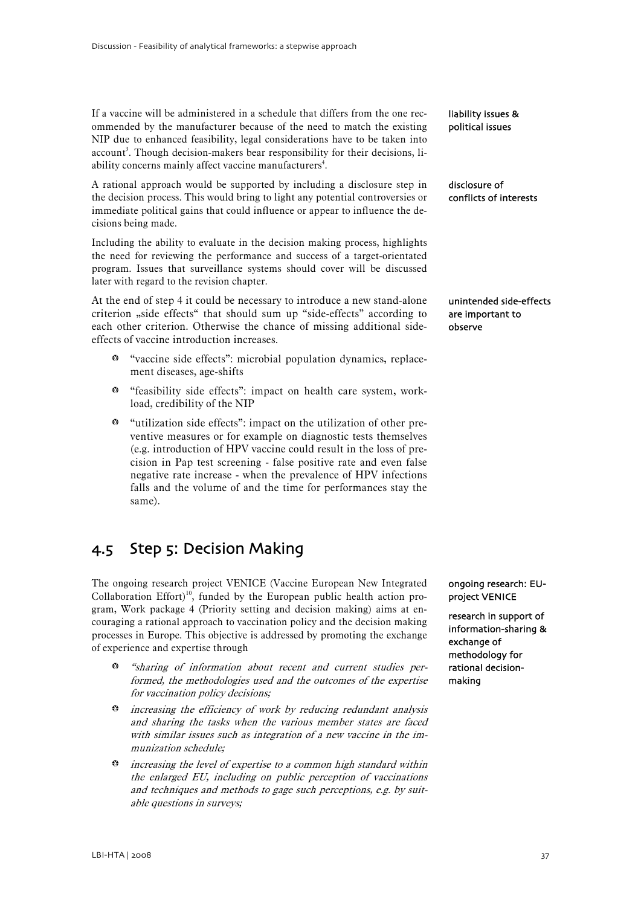If a vaccine will be administered in a schedule that differs from the one recommended by the manufacturer because of the need to match the existing NIP due to enhanced feasibility, legal considerations have to be taken into account[3]. Though decision-makers bear responsibility for their decisions, liability concerns mainly affect vaccine manufacturers[4].

**liability issues & political issues**

A rational approach would be supported by including a disclosure step in the decision process. This would bring to light any potential controversies or immediate political gains that could influence or appear to influence the decisions being made.

**disclosure of conflicts of interests**

Including the ability to evaluate in the decision making process, highlights the need for reviewing the performance and success of a target-orientated program. Issues that surveillance systems should cover will be discussed later with regard to the revision chapter.

At the end of step 4 it could be necessary to introduce a new stand-alone criterion „side effects" that should sum up "side-effects" according to each other criterion. Otherwise the chance of missing additional side-effects of vaccine introduction increases.

**unintended side-effects are important to observe**

- "vaccine side effects": microbial population dynamics, replacement diseases, age-shifts
- "feasibility side effects": impact on health care system, workload, credibility of the NIP
- "utilization side effects": impact on the utilization of other preventive measures or for example on diagnostic tests themselves (e.g. introduction of HPV vaccine could result in the loss of precision in Pap test screening - false positive rate and even false negative rate increase - when the prevalence of HPV infections falls and the volume of and the time for performances stay the same).

## 4.5 Step 5: Decision Making

The ongoing research project VENICE (Vaccine European New Integrated Collaboration Effort)[10], funded by the European public health action program, Work package 4 (Priority setting and decision making) aims at encouraging a rational approach to vaccination policy and the decision making processes in Europe. This objective is addressed by promoting the exchange of experience and expertise through

**ongoing research: EU-project VENICE**

**research in support of information-sharing & exchange of methodology for rational decision-making**

- *"sharing of information about recent and current studies performed, the methodologies used and the outcomes of the expertise for vaccination policy decisions;*
- *increasing the efficiency of work by reducing redundant analysis and sharing the tasks when the various member states are faced with similar issues such as integration of a new vaccine in the immunization schedule;*
- *increasing the level of expertise to a common high standard within the enlarged EU, including on public perception of vaccinations and techniques and methods to gage such perceptions, e.g. by suitable questions in surveys;*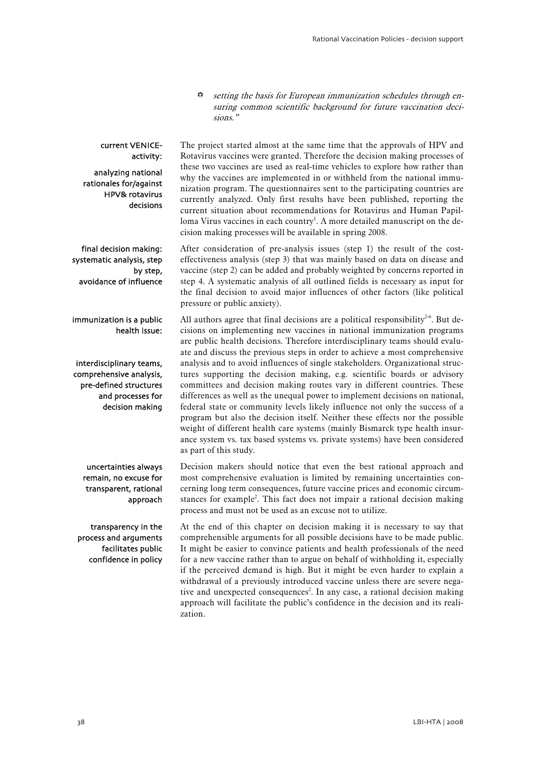- *setting the basis for European immunization schedules through ensuring common scientific background for future vaccination decisions."*

**current VENICE-activity:**

**analyzing national rationales for/against HPV& rotavirus decisions**

The project started almost at the same time that the approvals of HPV and Rotavirus vaccines were granted. Therefore the decision making processes of these two vaccines are used as real-time vehicles to explore how rather than why the vaccines are implemented in or withheld from the national immunization program. The questionnaires sent to the participating countries are currently analyzed. Only first results have been published, reporting the current situation about recommendations for Rotavirus and Human Papilloma Virus vaccines in each country[1]. A more detailed manuscript on the decision making processes will be available in spring 2008.

**final decision making: systematic analysis, step by step, avoidance of influence**

After consideration of pre-analysis issues (step 1) the result of the cost-effectiveness analysis (step 3) that was mainly based on data on disease and vaccine (step 2) can be added and probably weighted by concerns reported in step 4. A systematic analysis of all outlined fields is necessary as input for the final decision to avoid major influences of other factors (like political pressure or public anxiety).

**immunization is a public health issue:**

**interdisciplinary teams, comprehensive analysis, pre-defined structures and processes for decision making**

All authors agree that final decisions are a political responsibility[2-6]. But decisions on implementing new vaccines in national immunization programs are public health decisions. Therefore interdisciplinary teams should evaluate and discuss the previous steps in order to achieve a most comprehensive analysis and to avoid influences of single stakeholders. Organizational structures supporting the decision making, e.g. scientific boards or advisory committees and decision making routes vary in different countries. These differences as well as the unequal power to implement decisions on national, federal state or community levels likely influence not only the success of a program but also the decision itself. Neither these effects nor the possible weight of different health care systems (mainly Bismarck type health insurance system vs. tax based systems vs. private systems) have been considered as part of this study.

**uncertainties always remain, no excuse for transparent, rational approach**

Decision makers should notice that even the best rational approach and most comprehensive evaluation is limited by remaining uncertainties concerning long term consequences, future vaccine prices and economic circumstances for example[2]. This fact does not impair a rational decision making process and must not be used as an excuse not to utilize.

**transparency in the process and arguments facilitates public confidence in policy**

At the end of this chapter on decision making it is necessary to say that comprehensible arguments for all possible decisions have to be made public. It might be easier to convince patients and health professionals of the need for a new vaccine rather than to argue on behalf of withholding it, especially if the perceived demand is high. But it might be even harder to explain a withdrawal of a previously introduced vaccine unless there are severe negative and unexpected consequences[2]. In any case, a rational decision making approach will facilitate the public's confidence in the decision and its realization.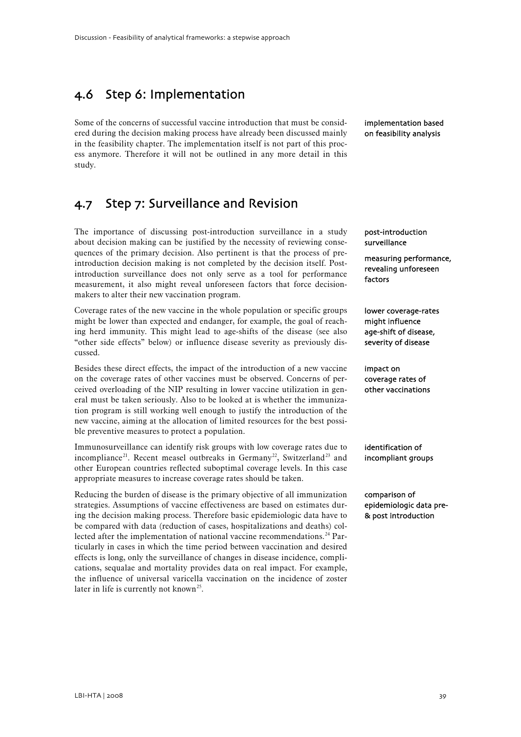## 4.6 Step 6: Implementation

Some of the concerns of successful vaccine introduction that must be considered during the decision making process have already been discussed mainly in the feasibility chapter. The implementation itself is not part of this process anymore. Therefore it will not be outlined in any more detail in this study.

**implementation based on feasibility analysis**

## 4.7 Step 7: Surveillance and Revision

**post-introduction surveillance**

**measuring performance, revealing unforeseen factors**

The importance of discussing post-introduction surveillance in a study about decision making can be justified by the necessity of reviewing consequences of the primary decision. Also pertinent is that the process of pre-introduction decision making is not completed by the decision itself. Post-introduction surveillance does not only serve as a tool for performance measurement, it also might reveal unforeseen factors that force decision-makers to alter their new vaccination program.

**lower coverage-rates might influence age-shift of disease, severity of disease**

Coverage rates of the new vaccine in the whole population or specific groups might be lower than expected and endanger, for example, the goal of reaching herd immunity. This might lead to age-shifts of the disease (see also "other side effects" below) or influence disease severity as previously discussed.

**impact on coverage rates of other vaccinations**

Besides these direct effects, the impact of the introduction of a new vaccine on the coverage rates of other vaccines must be observed. Concerns of perceived overloading of the NIP resulting in lower vaccine utilization in general must be taken seriously. Also to be looked at is whether the immunization program is still working well enough to justify the introduction of the new vaccine, aiming at the allocation of limited resources for the best possible preventive measures to protect a population.

**identification of incompliant groups**

Immunosurveillance can identify risk groups with low coverage rates due to incompliance[21]. Recent measel outbreaks in Germany[22], Switzerland[23] and other European countries reflected suboptimal coverage levels. In this case appropriate measures to increase coverage rates should be taken.

**comparison of epidemiologic data pre- & post introduction**

Reducing the burden of disease is the primary objective of all immunization strategies. Assumptions of vaccine effectiveness are based on estimates during the decision making process. Therefore basic epidemiologic data have to be compared with data (reduction of cases, hospitalizations and deaths) collected after the implementation of national vaccine recommendations.[24] Particularly in cases in which the time period between vaccination and desired effects is long, only the surveillance of changes in disease incidence, complications, sequalae and mortality provides data on real impact. For example, the influence of universal varicella vaccination on the incidence of zoster later in life is currently not known[25].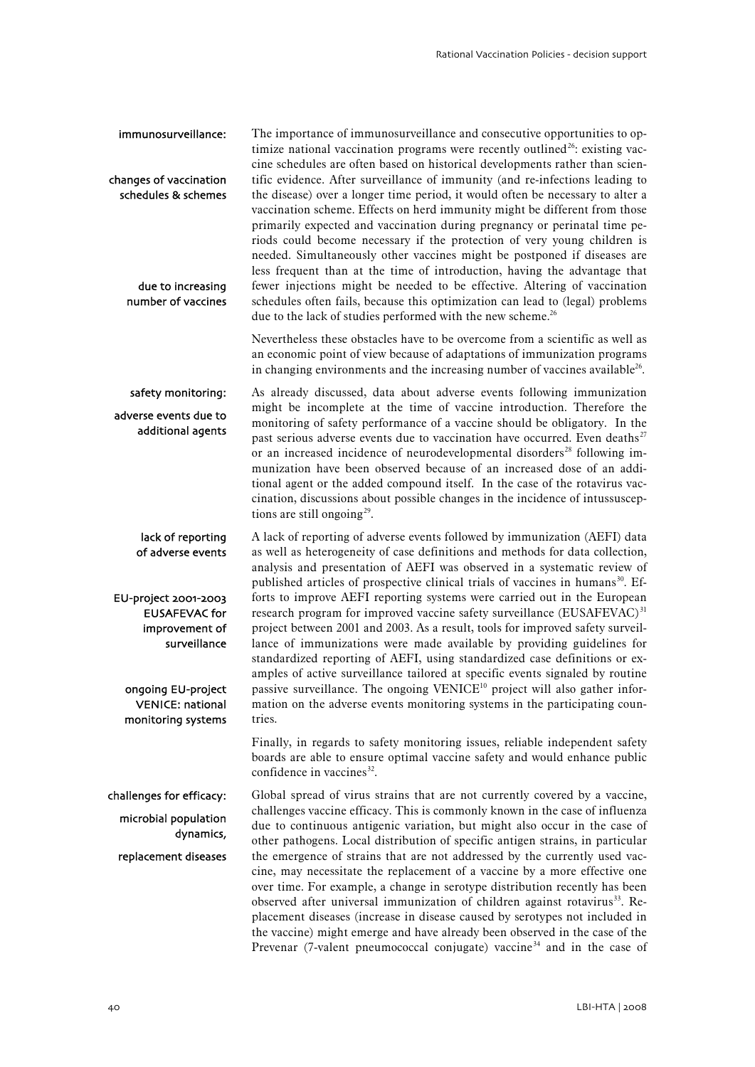**immunosurveillance:**

**changes of vaccination schedules & schemes**

**due to increasing number of vaccines**

The importance of immunosurveillance and consecutive opportunities to optimize national vaccination programs were recently outlined[26]: existing vaccine schedules are often based on historical developments rather than scientific evidence. After surveillance of immunity (and re-infections leading to the disease) over a longer time period, it would often be necessary to alter a vaccination scheme. Effects on herd immunity might be different from those primarily expected and vaccination during pregnancy or perinatal time periods could become necessary if the protection of very young children is needed. Simultaneously other vaccines might be postponed if diseases are less frequent than at the time of introduction, having the advantage that fewer injections might be needed to be effective. Altering of vaccination schedules often fails, because this optimization can lead to (legal) problems due to the lack of studies performed with the new scheme.[26]

Nevertheless these obstacles have to be overcome from a scientific as well as an economic point of view because of adaptations of immunization programs in changing environments and the increasing number of vaccines available[26].

**safety monitoring:**

**adverse events due to additional agents**

As already discussed, data about adverse events following immunization might be incomplete at the time of vaccine introduction. Therefore the monitoring of safety performance of a vaccine should be obligatory. In the past serious adverse events due to vaccination have occurred. Even deaths[27] or an increased incidence of neurodevelopmental disorders[28] following immunization have been observed because of an increased dose of an additional agent or the added compound itself. In the case of the rotavirus vaccination, discussions about possible changes in the incidence of intussusceptions are still ongoing[29].

**lack of reporting of adverse events**

**EU-project 2001-2003 EUSAFEVAC for improvement of surveillance**

**ongoing EU-project VENICE: national monitoring systems**

A lack of reporting of adverse events followed by immunization (AEFI) data as well as heterogeneity of case definitions and methods for data collection, analysis and presentation of AEFI was observed in a systematic review of published articles of prospective clinical trials of vaccines in humans[30]. Efforts to improve AEFI reporting systems were carried out in the European research program for improved vaccine safety surveillance (EUSAFEVAC)[31] project between 2001 and 2003. As a result, tools for improved safety surveillance of immunizations were made available by providing guidelines for standardized reporting of AEFI, using standardized case definitions or examples of active surveillance tailored at specific events signaled by routine passive surveillance. The ongoing VENICE[10] project will also gather information on the adverse events monitoring systems in the participating countries.

Finally, in regards to safety monitoring issues, reliable independent safety boards are able to ensure optimal vaccine safety and would enhance public confidence in vaccines[32].

**challenges for efficacy:**

**microbial population dynamics,**

**replacement diseases**

Global spread of virus strains that are not currently covered by a vaccine, challenges vaccine efficacy. This is commonly known in the case of influenza due to continuous antigenic variation, but might also occur in the case of other pathogens. Local distribution of specific antigen strains, in particular the emergence of strains that are not addressed by the currently used vaccine, may necessitate the replacement of a vaccine by a more effective one over time. For example, a change in serotype distribution recently has been observed after universal immunization of children against rotavirus[33]. Replacement diseases (increase in disease caused by serotypes not included in the vaccine) might emerge and have already been observed in the case of the Prevenar (7-valent pneumococcal conjugate) vaccine[34] and in the case of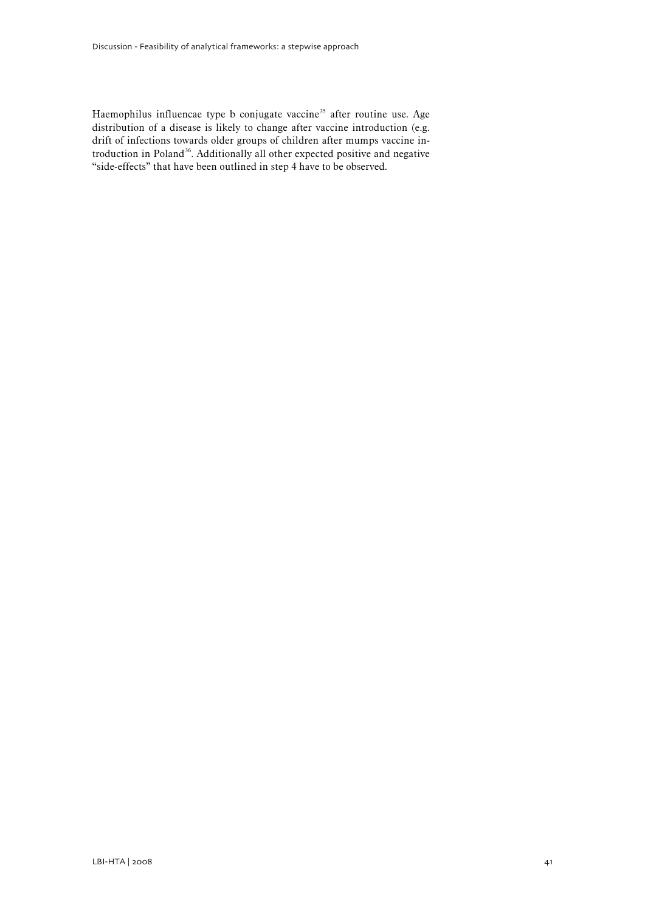Haemophilus influencae type b conjugate vaccine[35] after routine use. Age distribution of a disease is likely to change after vaccine introduction (e.g. drift of infections towards older groups of children after mumps vaccine introduction in Poland[36]. Additionally all other expected positive and negative "side-effects" that have been outlined in step 4 have to be observed.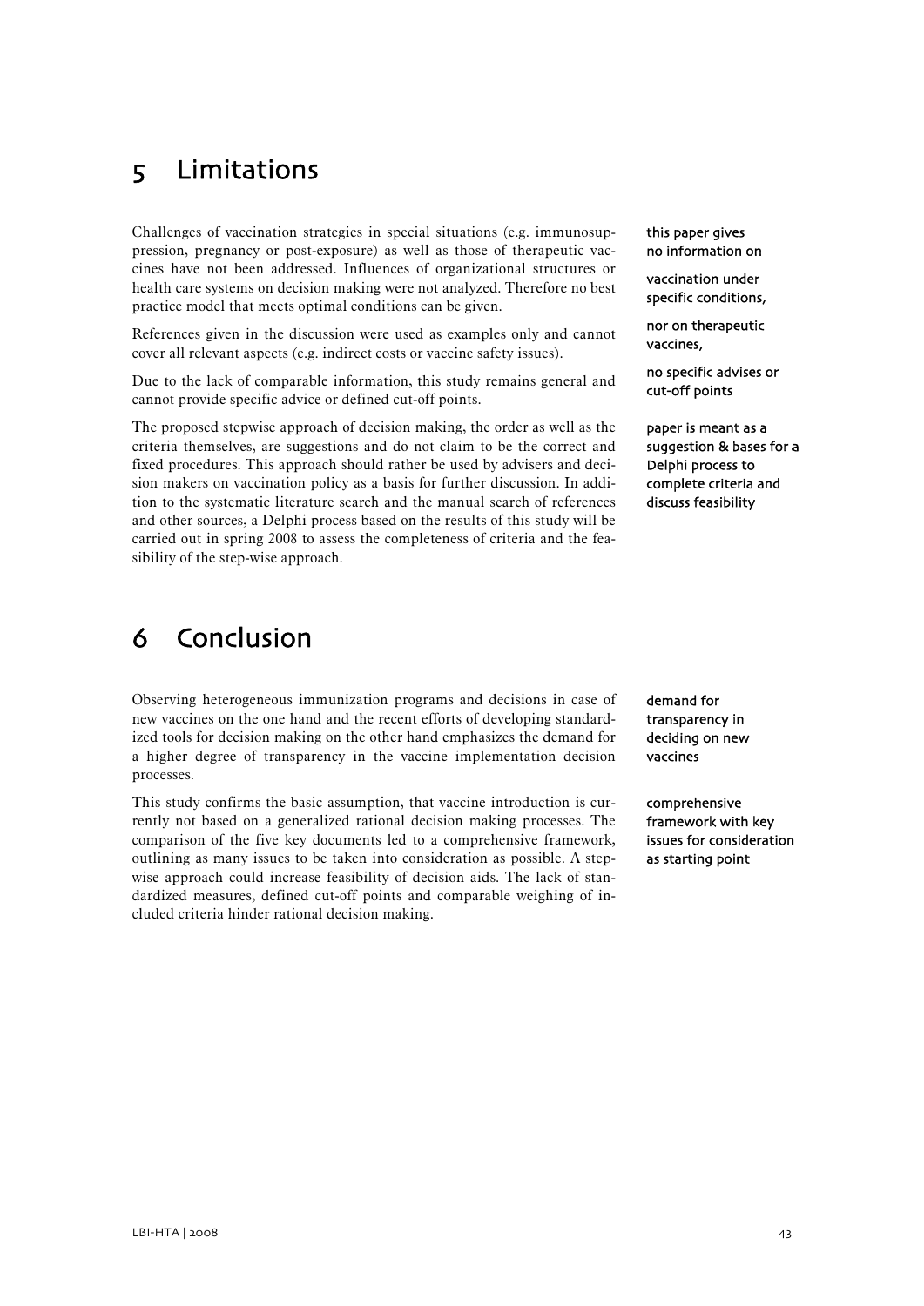# 5 Limitations

Challenges of vaccination strategies in special situations (e.g. immunosuppression, pregnancy or post-exposure) as well as those of therapeutic vaccines have not been addressed. Influences of organizational structures or health care systems on decision making were not analyzed. Therefore no best practice model that meets optimal conditions can be given.

this paper gives no information on

vaccination under specific conditions,

nor on therapeutic vaccines,

References given in the discussion were used as examples only and cannot cover all relevant aspects (e.g. indirect costs or vaccine safety issues).

Due to the lack of comparable information, this study remains general and cannot provide specific advice or defined cut-off points.

no specific advises or cut-off points

The proposed stepwise approach of decision making, the order as well as the criteria themselves, are suggestions and do not claim to be the correct and fixed procedures. This approach should rather be used by advisers and decision makers on vaccination policy as a basis for further discussion. In addition to the systematic literature search and the manual search of references and other sources, a Delphi process based on the results of this study will be carried out in spring 2008 to assess the completeness of criteria and the feasibility of the step-wise approach.

paper is meant as a suggestion & bases for a Delphi process to complete criteria and discuss feasibility

# 6 Conclusion

Observing heterogeneous immunization programs and decisions in case of new vaccines on the one hand and the recent efforts of developing standardized tools for decision making on the other hand emphasizes the demand for a higher degree of transparency in the vaccine implementation decision processes.

demand for transparency in deciding on new vaccines

This study confirms the basic assumption, that vaccine introduction is currently not based on a generalized rational decision making processes. The comparison of the five key documents led to a comprehensive framework, outlining as many issues to be taken into consideration as possible. A stepwise approach could increase feasibility of decision aids. The lack of standardized measures, defined cut-off points and comparable weighing of included criteria hinder rational decision making.

comprehensive framework with key issues for consideration as starting point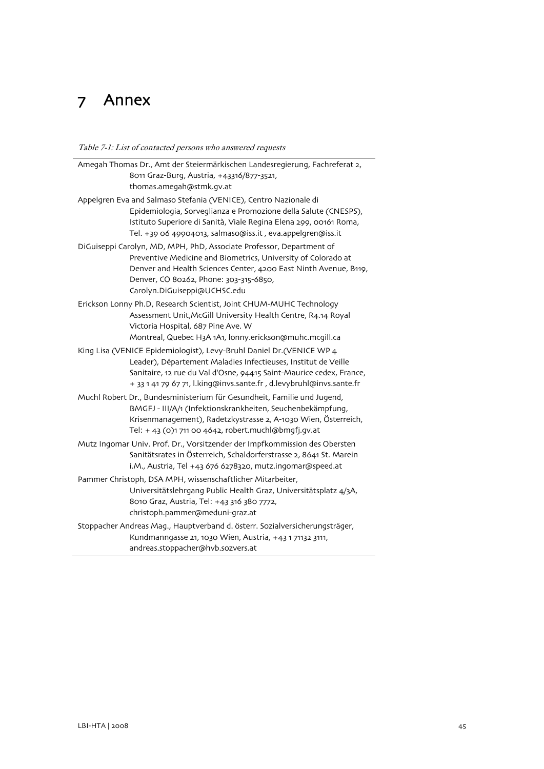# 7 Annex

*Table 7-1: List of contacted persons who answered requests*

| |
|---|
| Amegah Thomas Dr., Amt der Steiermärkischen Landesregierung, Fachreferat 2, 8011 Graz-Burg, Austria, +43316/877-3521, thomas.amegah@stmk.gv.at |
| Appelgren Eva and Salmaso Stefania (VENICE), Centro Nazionale di Epidemiologia, Sorveglianza e Promozione della Salute (CNESPS), Istituto Superiore di Sanità, Viale Regina Elena 299, 00161 Roma, Tel. +39 06 49904013, salmaso@iss.it , eva.appelgren@iss.it |
| DiGuiseppi Carolyn, MD, MPH, PhD, Associate Professor, Department of Preventive Medicine and Biometrics, University of Colorado at Denver and Health Sciences Center, 4200 East Ninth Avenue, B119, Denver, CO 80262, Phone: 303-315-6850, Carolyn.DiGuiseppi@UCHSC.edu |
| Erickson Lonny Ph.D, Research Scientist, Joint CHUM-MUHC Technology Assessment Unit,McGill University Health Centre, R4.14 Royal Victoria Hospital, 687 Pine Ave. W Montreal, Quebec H3A 1A1, lonny.erickson@muhc.mcgill.ca |
| King Lisa (VENICE Epidemiologist), Levy-Bruhl Daniel Dr.(VENICE WP 4 Leader), Département Maladies Infectieuses, Institut de Veille Sanitaire, 12 rue du Val d'Osne, 94415 Saint-Maurice cedex, France, + 33 1 41 79 67 71, l.king@invs.sante.fr , d.levybruhl@invs.sante.fr |
| Muchl Robert Dr., Bundesministerium für Gesundheit, Familie und Jugend, BMGFJ - III/A/1 (Infektionskrankheiten, Seuchenbekämpfung, Krisenmanagement), Radetzkystrasse 2, A-1030 Wien, Österreich, Tel: + 43 (0)1 711 00 4642, robert.muchl@bmgfj.gv.at |
| Mutz Ingomar Univ. Prof. Dr., Vorsitzender der Impfkommission des Obersten Sanitätsrates in Österreich, Schaldorferstrasse 2, 8641 St. Marein i.M., Austria, Tel +43 676 6278320, mutz.ingomar@speed.at |
| Pammer Christoph, DSA MPH, wissenschaftlicher Mitarbeiter, Universitätslehrgang Public Health Graz, Universitätsplatz 4/3A, 8010 Graz, Austria, Tel: +43 316 380 7772, christoph.pammer@meduni-graz.at |
| Stoppacher Andreas Mag., Hauptverband d. österr. Sozialversicherungsträger, Kundmanngasse 21, 1030 Wien, Austria, +43 1 71132 3111, andreas.stoppacher@hvb.sozvers.at |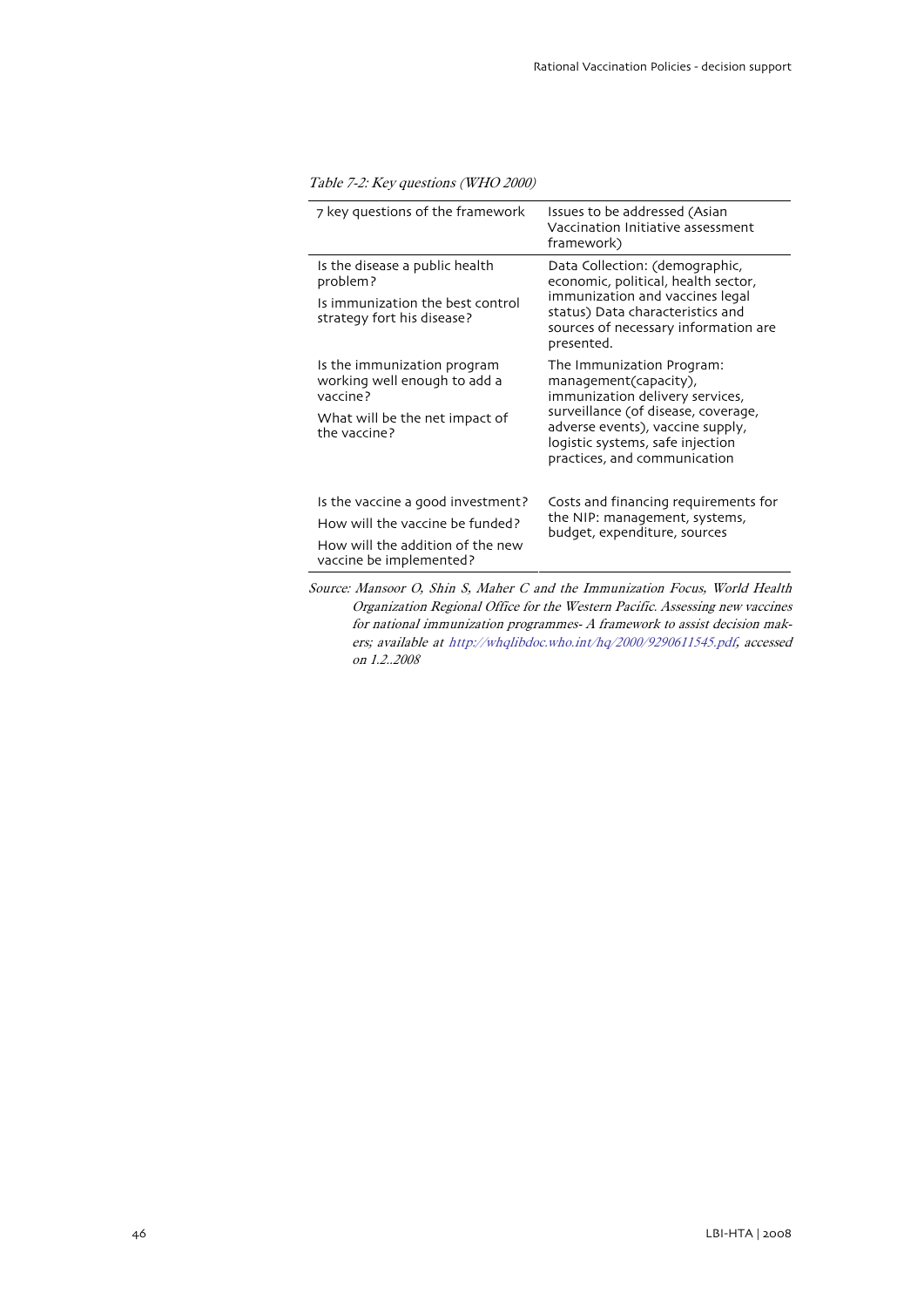*Table 7-2: Key questions (WHO 2000)*

| 7 key questions of the framework | Issues to be addressed (Asian Vaccination Initiative assessment framework) |
|---|---|
| Is the disease a public health problem?<br>Is immunization the best control strategy fort his disease? | Data Collection: (demographic, economic, political, health sector, immunization and vaccines legal status) Data characteristics and sources of necessary information are presented. |
| Is the immunization program working well enough to add a vaccine?<br>What will be the net impact of the vaccine? | The Immunization Program: management(capacity), immunization delivery services, surveillance (of disease, coverage, adverse events), vaccine supply, logistic systems, safe injection practices, and communication |
| Is the vaccine a good investment?<br>How will the vaccine be funded?<br>How will the addition of the new vaccine be implemented? | Costs and financing requirements for the NIP: management, systems, budget, expenditure, sources |

*Source: Mansoor O, Shin S, Maher C and the Immunization Focus, World Health Organization Regional Office for the Western Pacific. Assessing new vaccines for national immunization programmes- A framework to assist decision makers; available at http://whqlibdoc.who.int/hq/2000/9290611545.pdf, accessed on 1.2..2008*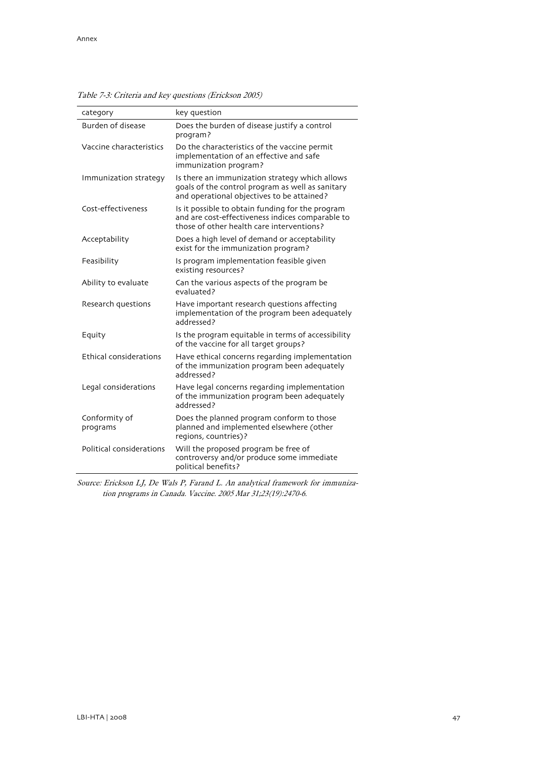*Table 7-3: Criteria and key questions (Erickson 2005)*

| category | key question |
| --- | --- |
| Burden of disease | Does the burden of disease justify a control program? |
| Vaccine characteristics | Do the characteristics of the vaccine permit implementation of an effective and safe immunization program? |
| Immunization strategy | Is there an immunization strategy which allows goals of the control program as well as sanitary and operational objectives to be attained? |
| Cost-effectiveness | Is it possible to obtain funding for the program and are cost-effectiveness indices comparable to those of other health care interventions? |
| Acceptability | Does a high level of demand or acceptability exist for the immunization program? |
| Feasibility | Is program implementation feasible given existing resources? |
| Ability to evaluate | Can the various aspects of the program be evaluated? |
| Research questions | Have important research questions affecting implementation of the program been adequately addressed? |
| Equity | Is the program equitable in terms of accessibility of the vaccine for all target groups? |
| Ethical considerations | Have ethical concerns regarding implementation of the immunization program been adequately addressed? |
| Legal considerations | Have legal concerns regarding implementation of the immunization program been adequately addressed? |
| Conformity of programs | Does the planned program conform to those planned and implemented elsewhere (other regions, countries)? |
| Political considerations | Will the proposed program be free of controversy and/or produce some immediate political benefits? |

*Source: Erickson LJ, De Wals P, Farand L. An analytical framework for immunization programs in Canada. Vaccine. 2005 Mar 31;23(19):2470-6.*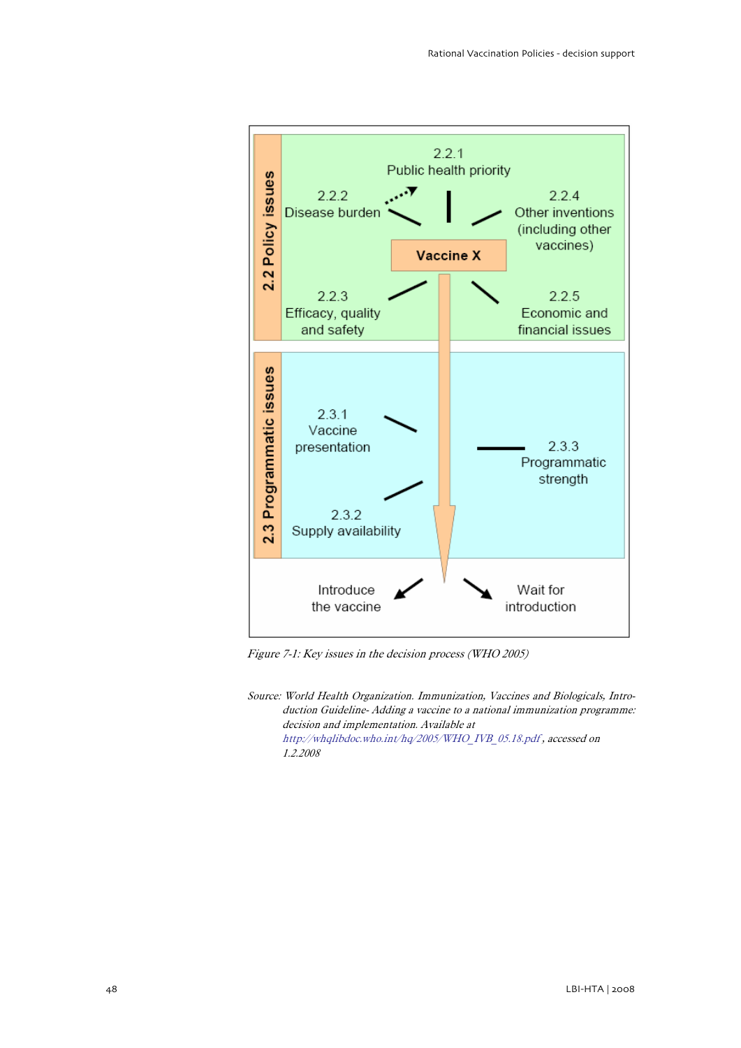2.2 Policy issues

2.2.1
Public health priority

2.2.2
Disease burden

2.2.4
Other inventions (including other vaccines)

Vaccine X

2.2.3
Efficacy, quality and safety

2.2.5
Economic and financial issues

2.3 Programmatic issues

2.3.1
Vaccine presentation

2.3.3
Programmatic strength

2.3.2
Supply availability

Introduce the vaccine

Wait for introduction

*Figure 7-1: Key issues in the decision process (WHO 2005)*

*Source: World Health Organization. Immunization, Vaccines and Biologicals, Introduction Guideline- Adding a vaccine to a national immunization programme: decision and implementation. Available at http://whqlibdoc.who.int/hq/2005/WHO_IVB_05.18.pdf, accessed on 1.2.2008*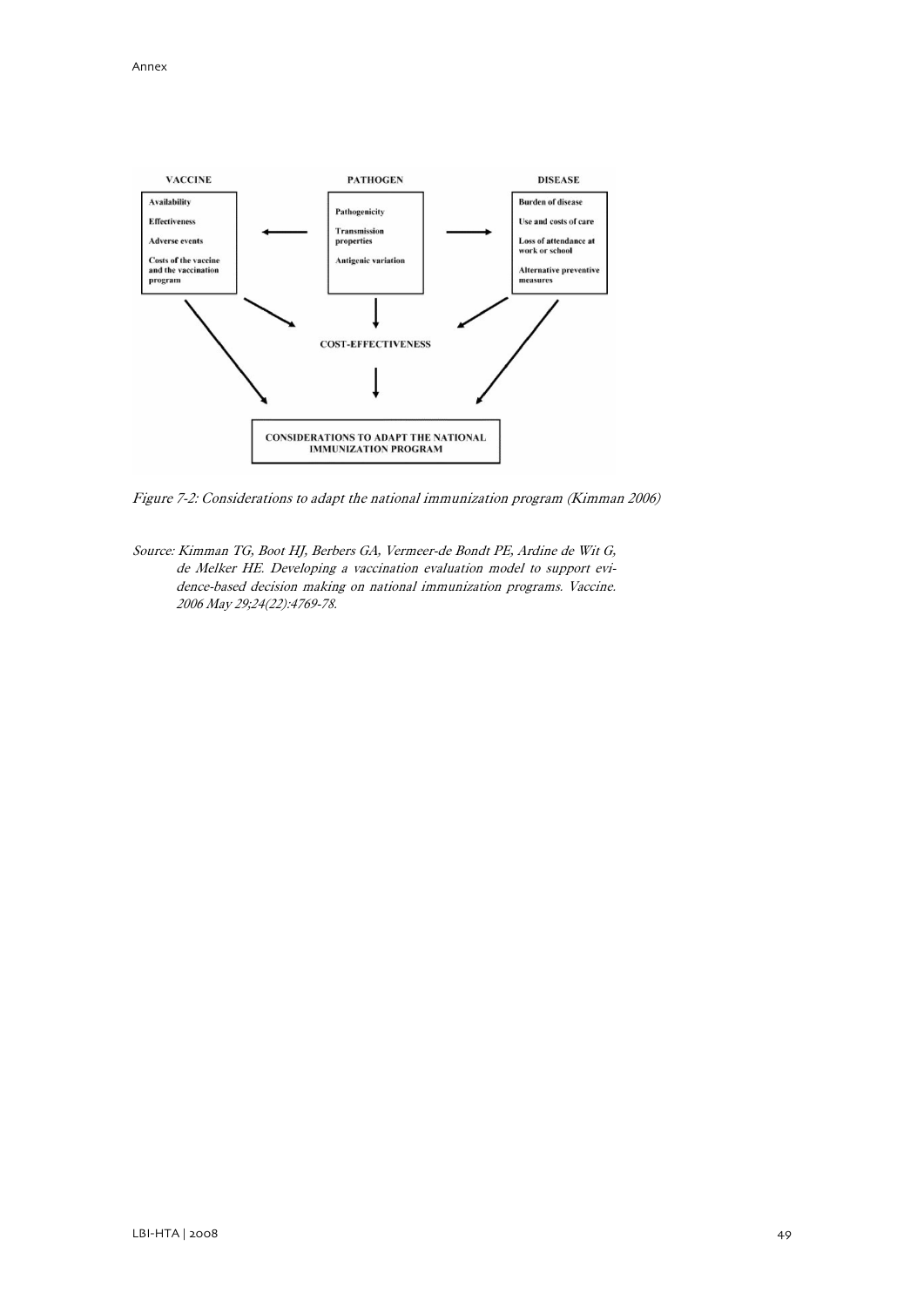**VACCINE**

- Availability
- Effectiveness
- Adverse events
- Costs of the vaccine and the vaccination program

**PATHOGEN**

- Pathogenicity
- Transmission properties
- Antigenic variation

**DISEASE**

- Burden of disease
- Use and costs of care
- Loss of attendance at work or school
- Alternative preventive measures

**COST-EFFECTIVENESS**

**CONSIDERATIONS TO ADAPT THE NATIONAL IMMUNIZATION PROGRAM**

*Figure 7-2: Considerations to adapt the national immunization program (Kimman 2006)*

*Source: Kimman TG, Boot HJ, Berbers GA, Vermeer-de Bondt PE, Ardine de Wit G, de Melker HE. Developing a vaccination evaluation model to support evidence-based decision making on national immunization programs. Vaccine. 2006 May 29;24(22):4769-78.*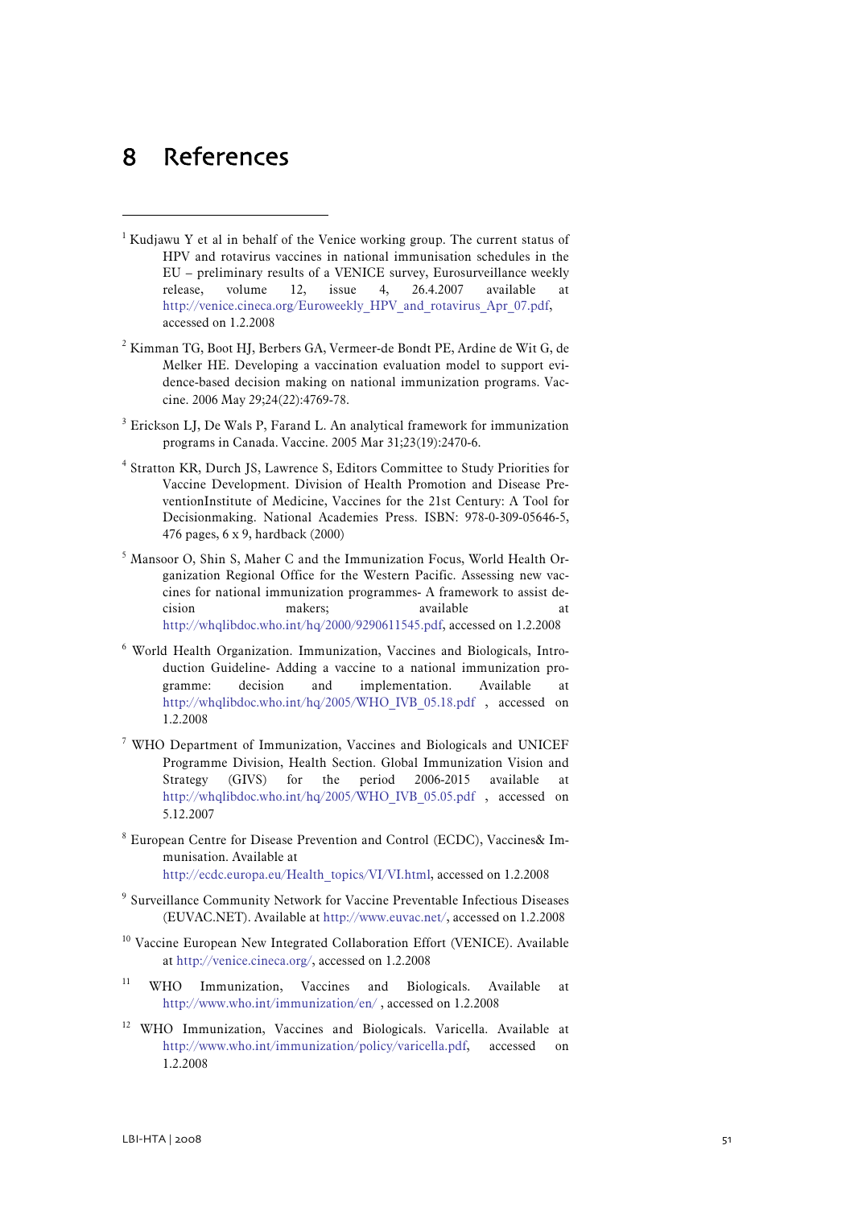# 8 References

[1] Kudjawu Y et al in behalf of the Venice working group. The current status of HPV and rotavirus vaccines in national immunisation schedules in the EU – preliminary results of a VENICE survey, Eurosurveillance weekly release, volume 12, issue 4, 26.4.2007 available at http://venice.cineca.org/Euroweekly_HPV_and_rotavirus_Apr_07.pdf, accessed on 1.2.2008

[2] Kimman TG, Boot HJ, Berbers GA, Vermeer-de Bondt PE, Ardine de Wit G, de Melker HE. Developing a vaccination evaluation model to support evidence-based decision making on national immunization programs. Vaccine. 2006 May 29;24(22):4769-78.

[3] Erickson LJ, De Wals P, Farand L. An analytical framework for immunization programs in Canada. Vaccine. 2005 Mar 31;23(19):2470-6.

[4] Stratton KR, Durch JS, Lawrence S, Editors Committee to Study Priorities for Vaccine Development. Division of Health Promotion and Disease PreventionInstitute of Medicine, Vaccines for the 21st Century: A Tool for Decisionmaking. National Academies Press. ISBN: 978-0-309-05646-5, 476 pages, 6 x 9, hardback (2000)

[5] Mansoor O, Shin S, Maher C and the Immunization Focus, World Health Organization Regional Office for the Western Pacific. Assessing new vaccines for national immunization programmes- A framework to assist decision makers; available at http://whqlibdoc.who.int/hq/2000/9290611545.pdf, accessed on 1.2.2008

[6] World Health Organization. Immunization, Vaccines and Biologicals, Introduction Guideline- Adding a vaccine to a national immunization programme: decision and implementation. Available at http://whqlibdoc.who.int/hq/2005/WHO_IVB_05.18.pdf , accessed on 1.2.2008

[7] WHO Department of Immunization, Vaccines and Biologicals and UNICEF Programme Division, Health Section. Global Immunization Vision and Strategy (GIVS) for the period 2006-2015 available at http://whqlibdoc.who.int/hq/2005/WHO_IVB_05.05.pdf , accessed on 5.12.2007

[8] European Centre for Disease Prevention and Control (ECDC), Vaccines& Immunisation. Available at http://ecdc.europa.eu/Health_topics/VI/VI.html, accessed on 1.2.2008

[9] Surveillance Community Network for Vaccine Preventable Infectious Diseases (EUVAC.NET). Available at http://www.euvac.net/, accessed on 1.2.2008

[10] Vaccine European New Integrated Collaboration Effort (VENICE). Available at http://venice.cineca.org/, accessed on 1.2.2008

[11] WHO Immunization, Vaccines and Biologicals. Available at http://www.who.int/immunization/en/ , accessed on 1.2.2008

[12] WHO Immunization, Vaccines and Biologicals. Varicella. Available at http://www.who.int/immunization/policy/varicella.pdf, accessed on 1.2.2008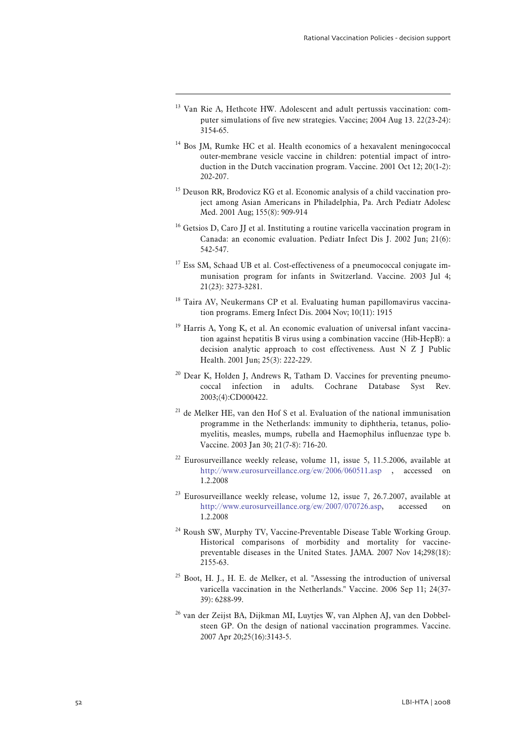[13] Van Rie A, Hethcote HW. Adolescent and adult pertussis vaccination: computer simulations of five new strategies. Vaccine; 2004 Aug 13. 22(23-24): 3154-65.

[14] Bos JM, Rumke HC et al. Health economics of a hexavalent meningococcal outer-membrane vesicle vaccine in children: potential impact of introduction in the Dutch vaccination program. Vaccine. 2001 Oct 12; 20(1-2): 202-207.

[15] Deuson RR, Brodovicz KG et al. Economic analysis of a child vaccination project among Asian Americans in Philadelphia, Pa. Arch Pediatr Adolesc Med. 2001 Aug; 155(8): 909-914

[16] Getsios D, Caro JJ et al. Instituting a routine varicella vaccination program in Canada: an economic evaluation. Pediatr Infect Dis J. 2002 Jun; 21(6): 542-547.

[17] Ess SM, Schaad UB et al. Cost-effectiveness of a pneumococcal conjugate immunisation program for infants in Switzerland. Vaccine. 2003 Jul 4; 21(23): 3273-3281.

[18] Taira AV, Neukermans CP et al. Evaluating human papillomavirus vaccination programs. Emerg Infect Dis. 2004 Nov; 10(11): 1915

[19] Harris A, Yong K, et al. An economic evaluation of universal infant vaccination against hepatitis B virus using a combination vaccine (Hib-HepB): a decision analytic approach to cost effectiveness. Aust N Z J Public Health. 2001 Jun; 25(3): 222-229.

[20] Dear K, Holden J, Andrews R, Tatham D. Vaccines for preventing pneumococcal infection in adults. Cochrane Database Syst Rev. 2003;(4):CD000422.

[21] de Melker HE, van den Hof S et al. Evaluation of the national immunisation programme in the Netherlands: immunity to diphtheria, tetanus, poliomyelitis, measles, mumps, rubella and Haemophilus influenzae type b. Vaccine. 2003 Jan 30; 21(7-8): 716-20.

[22] Eurosurveillance weekly release, volume 11, issue 5, 11.5.2006, available at http://www.eurosurveillance.org/ew/2006/060511.asp , accessed on 1.2.2008

[23] Eurosurveillance weekly release, volume 12, issue 7, 26.7.2007, available at http://www.eurosurveillance.org/ew/2007/070726.asp, accessed on 1.2.2008

[24] Roush SW, Murphy TV, Vaccine-Preventable Disease Table Working Group. Historical comparisons of morbidity and mortality for vaccine-preventable diseases in the United States. JAMA. 2007 Nov 14;298(18): 2155-63.

[25] Boot, H. J., H. E. de Melker, et al. "Assessing the introduction of universal varicella vaccination in the Netherlands." Vaccine. 2006 Sep 11; 24(37-39): 6288-99.

[26] van der Zeijst BA, Dijkman MI, Luytjes W, van Alphen AJ, van den Dobbelsteen GP. On the design of national vaccination programmes. Vaccine. 2007 Apr 20;25(16):3143-5.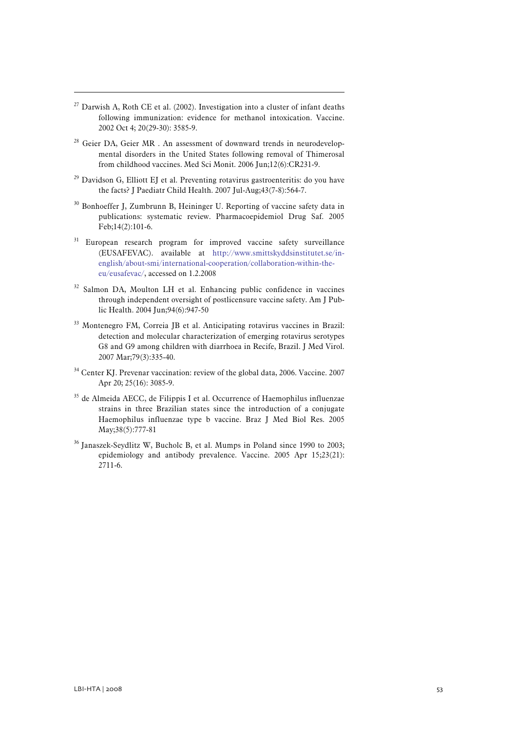[27] Darwish A, Roth CE et al. (2002). Investigation into a cluster of infant deaths following immunization: evidence for methanol intoxication. Vaccine. 2002 Oct 4; 20(29-30): 3585-9.

[28] Geier DA, Geier MR . An assessment of downward trends in neurodevelopmental disorders in the United States following removal of Thimerosal from childhood vaccines. Med Sci Monit. 2006 Jun;12(6):CR231-9.

[29] Davidson G, Elliott EJ et al. Preventing rotavirus gastroenteritis: do you have the facts? J Paediatr Child Health. 2007 Jul-Aug;43(7-8):564-7.

[30] Bonhoeffer J, Zumbrunn B, Heininger U. Reporting of vaccine safety data in publications: systematic review. Pharmacoepidemiol Drug Saf. 2005 Feb;14(2):101-6.

[31] European research program for improved vaccine safety surveillance (EUSAFEVAC). available at http://www.smittskyddsinstitutet.se/in-english/about-smi/international-cooperation/collaboration-within-the-eu/eusafevac/, accessed on 1.2.2008

[32] Salmon DA, Moulton LH et al. Enhancing public confidence in vaccines through independent oversight of postlicensure vaccine safety. Am J Public Health. 2004 Jun;94(6):947-50

[33] Montenegro FM, Correia JB et al. Anticipating rotavirus vaccines in Brazil: detection and molecular characterization of emerging rotavirus serotypes G8 and G9 among children with diarrhoea in Recife, Brazil. J Med Virol. 2007 Mar;79(3):335-40.

[34] Center KJ. Prevenar vaccination: review of the global data, 2006. Vaccine. 2007 Apr 20; 25(16): 3085-9.

[35] de Almeida AECC, de Filippis I et al. Occurrence of Haemophilus influenzae strains in three Brazilian states since the introduction of a conjugate Haemophilus influenzae type b vaccine. Braz J Med Biol Res. 2005 May;38(5):777-81

[36] Janaszek-Seydlitz W, Bucholc B, et al. Mumps in Poland since 1990 to 2003; epidemiology and antibody prevalence. Vaccine. 2005 Apr 15;23(21): 2711-6.